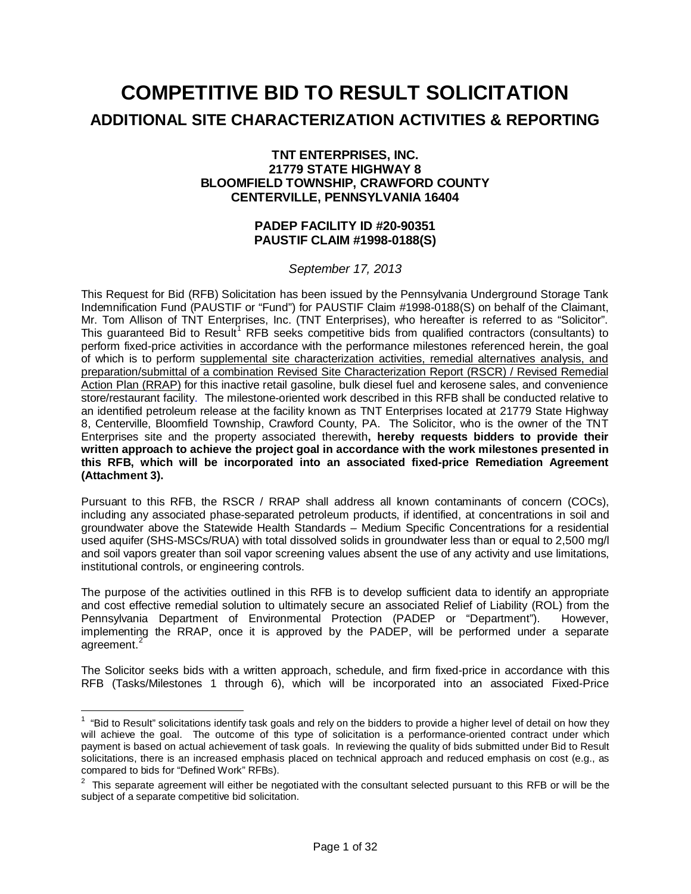# COMPETITIVE BID TO RESULT SOLICITATION

## ADDITIONAL SITE CHARACTERIZATION ACTIVITIES & REPORTING

**TNT ENTERPRISES, INC.**
**21779 STATE HIGHWAY 8**
**BLOOMFIELD TOWNSHIP, CRAWFORD COUNTY**
**CENTERVILLE, PENNSYLVANIA 16404**

**PADEP FACILITY ID #20-90351**
**PAUSTIF CLAIM #1998-0188(S)**

*September 17, 2013*

This Request for Bid (RFB) Solicitation has been issued by the Pennsylvania Underground Storage Tank Indemnification Fund (PAUSTIF or "Fund") for PAUSTIF Claim #1998-0188(S) on behalf of the Claimant, Mr. Tom Allison of TNT Enterprises, Inc. (TNT Enterprises), who hereafter is referred to as "Solicitor". This guaranteed Bid to Result[1] RFB seeks competitive bids from qualified contractors (consultants) to perform fixed-price activities in accordance with the performance milestones referenced herein, the goal of which is to perform <u>supplemental site characterization activities, remedial alternatives analysis, and preparation/submittal of a combination Revised Site Characterization Report (RSCR) / Revised Remedial Action Plan (RRAP)</u> for this inactive retail gasoline, bulk diesel fuel and kerosene sales, and convenience store/restaurant facility. The milestone-oriented work described in this RFB shall be conducted relative to an identified petroleum release at the facility known as TNT Enterprises located at 21779 State Highway 8, Centerville, Bloomfield Township, Crawford County, PA. The Solicitor, who is the owner of the TNT Enterprises site and the property associated therewith**, hereby requests bidders to provide their written approach to achieve the project goal in accordance with the work milestones presented in this RFB, which will be incorporated into an associated fixed-price Remediation Agreement (Attachment 3).**

Pursuant to this RFB, the RSCR / RRAP shall address all known contaminants of concern (COCs), including any associated phase-separated petroleum products, if identified, at concentrations in soil and groundwater above the Statewide Health Standards – Medium Specific Concentrations for a residential used aquifer (SHS-MSCs/RUA) with total dissolved solids in groundwater less than or equal to 2,500 mg/l and soil vapors greater than soil vapor screening values absent the use of any activity and use limitations, institutional controls, or engineering controls.

The purpose of the activities outlined in this RFB is to develop sufficient data to identify an appropriate and cost effective remedial solution to ultimately secure an associated Relief of Liability (ROL) from the Pennsylvania Department of Environmental Protection (PADEP or "Department"). However, implementing the RRAP, once it is approved by the PADEP, will be performed under a separate agreement.[2]

The Solicitor seeks bids with a written approach, schedule, and firm fixed-price in accordance with this RFB (Tasks/Milestones 1 through 6), which will be incorporated into an associated Fixed-Price

---

[1] "Bid to Result" solicitations identify task goals and rely on the bidders to provide a higher level of detail on how they will achieve the goal. The outcome of this type of solicitation is a performance-oriented contract under which payment is based on actual achievement of task goals. In reviewing the quality of bids submitted under Bid to Result solicitations, there is an increased emphasis placed on technical approach and reduced emphasis on cost (e.g., as compared to bids for "Defined Work" RFBs).

[2] This separate agreement will either be negotiated with the consultant selected pursuant to this RFB or will be the subject of a separate competitive bid solicitation.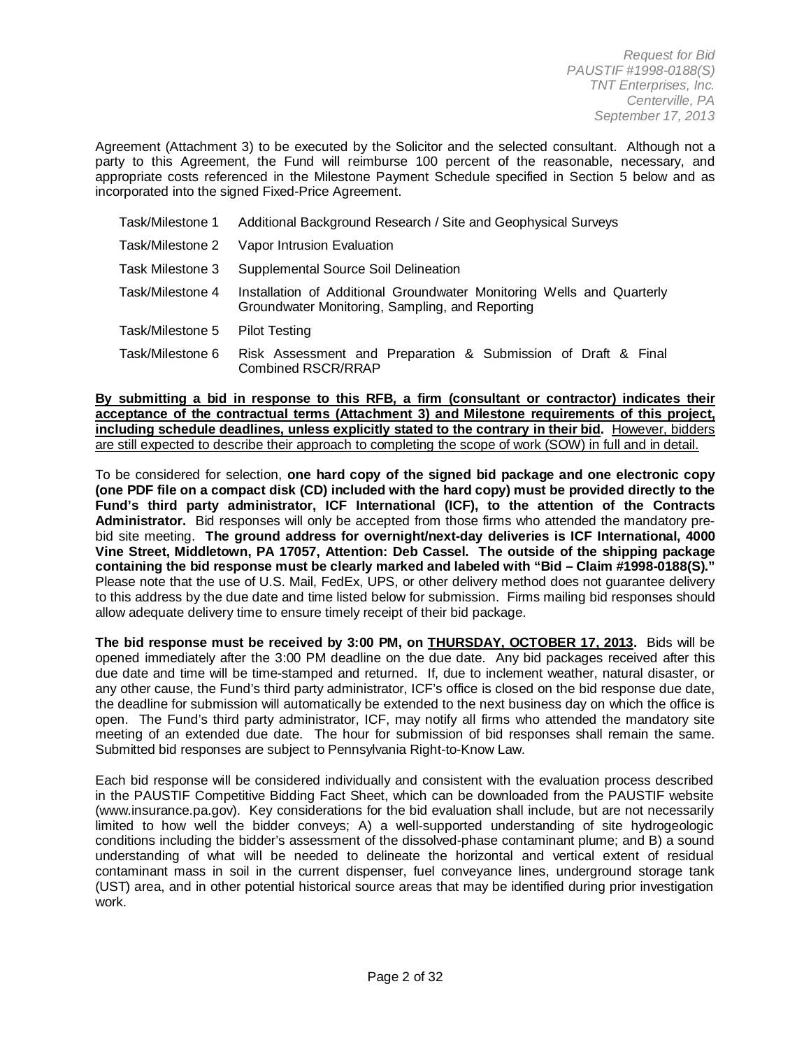Agreement (Attachment 3) to be executed by the Solicitor and the selected consultant. Although not a party to this Agreement, the Fund will reimburse 100 percent of the reasonable, necessary, and appropriate costs referenced in the Milestone Payment Schedule specified in Section 5 below and as incorporated into the signed Fixed-Price Agreement.

| | |
|---|---|
| Task/Milestone 1 | Additional Background Research / Site and Geophysical Surveys |
| Task/Milestone 2 | Vapor Intrusion Evaluation |
| Task Milestone 3 | Supplemental Source Soil Delineation |
| Task/Milestone 4 | Installation of Additional Groundwater Monitoring Wells and Quarterly Groundwater Monitoring, Sampling, and Reporting |
| Task/Milestone 5 | Pilot Testing |
| Task/Milestone 6 | Risk Assessment and Preparation & Submission of Draft & Final Combined RSCR/RRAP |

**By submitting a bid in response to this RFB, a firm (consultant or contractor) indicates their acceptance of the contractual terms (Attachment 3) and Milestone requirements of this project, including schedule deadlines, unless explicitly stated to the contrary in their bid.** However, bidders are still expected to describe their approach to completing the scope of work (SOW) in full and in detail.

To be considered for selection, **one hard copy of the signed bid package and one electronic copy (one PDF file on a compact disk (CD) included with the hard copy) must be provided directly to the Fund's third party administrator, ICF International (ICF), to the attention of the Contracts Administrator.** Bid responses will only be accepted from those firms who attended the mandatory pre-bid site meeting. **The ground address for overnight/next-day deliveries is ICF International, 4000 Vine Street, Middletown, PA 17057, Attention: Deb Cassel. The outside of the shipping package containing the bid response must be clearly marked and labeled with "Bid – Claim #1998-0188(S)."** Please note that the use of U.S. Mail, FedEx, UPS, or other delivery method does not guarantee delivery to this address by the due date and time listed below for submission. Firms mailing bid responses should allow adequate delivery time to ensure timely receipt of their bid package.

**The bid response must be received by 3:00 PM, on THURSDAY, OCTOBER 17, 2013.** Bids will be opened immediately after the 3:00 PM deadline on the due date. Any bid packages received after this due date and time will be time-stamped and returned. If, due to inclement weather, natural disaster, or any other cause, the Fund's third party administrator, ICF's office is closed on the bid response due date, the deadline for submission will automatically be extended to the next business day on which the office is open. The Fund's third party administrator, ICF, may notify all firms who attended the mandatory site meeting of an extended due date. The hour for submission of bid responses shall remain the same. Submitted bid responses are subject to Pennsylvania Right-to-Know Law.

Each bid response will be considered individually and consistent with the evaluation process described in the PAUSTIF Competitive Bidding Fact Sheet, which can be downloaded from the PAUSTIF website (www.insurance.pa.gov). Key considerations for the bid evaluation shall include, but are not necessarily limited to how well the bidder conveys; A) a well-supported understanding of site hydrogeologic conditions including the bidder's assessment of the dissolved-phase contaminant plume; and B) a sound understanding of what will be needed to delineate the horizontal and vertical extent of residual contaminant mass in soil in the current dispenser, fuel conveyance lines, underground storage tank (UST) area, and in other potential historical source areas that may be identified during prior investigation work.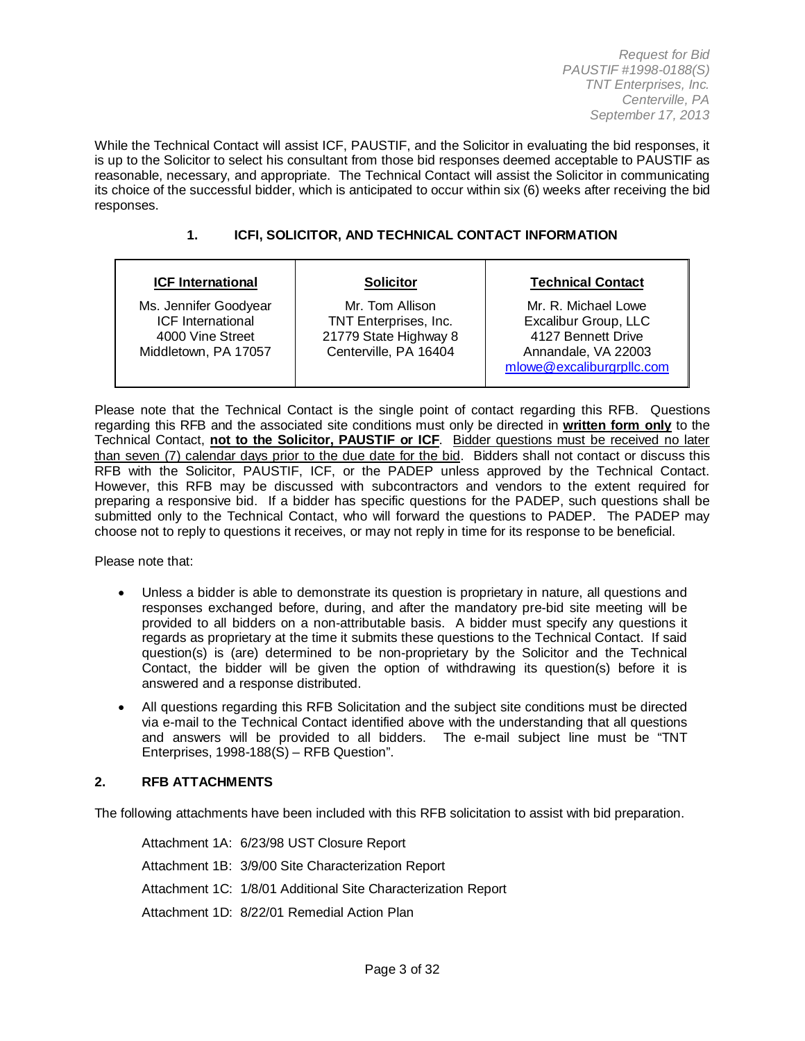While the Technical Contact will assist ICF, PAUSTIF, and the Solicitor in evaluating the bid responses, it is up to the Solicitor to select his consultant from those bid responses deemed acceptable to PAUSTIF as reasonable, necessary, and appropriate. The Technical Contact will assist the Solicitor in communicating its choice of the successful bidder, which is anticipated to occur within six (6) weeks after receiving the bid responses.

## 1. ICFI, SOLICITOR, AND TECHNICAL CONTACT INFORMATION

| ICF International | Solicitor | Technical Contact |
|---|---|---|
| Ms. Jennifer Goodyear<br>ICF International<br>4000 Vine Street<br>Middletown, PA 17057 | Mr. Tom Allison<br>TNT Enterprises, Inc.<br>21779 State Highway 8<br>Centerville, PA 16404 | Mr. R. Michael Lowe<br>Excalibur Group, LLC<br>4127 Bennett Drive<br>Annandale, VA 22003<br>mlowe@excaliburgrpllc.com |

Please note that the Technical Contact is the single point of contact regarding this RFB. Questions regarding this RFB and the associated site conditions must only be directed in **written form only** to the Technical Contact, **not to the Solicitor, PAUSTIF or ICF**. Bidder questions must be received no later than seven (7) calendar days prior to the due date for the bid. Bidders shall not contact or discuss this RFB with the Solicitor, PAUSTIF, ICF, or the PADEP unless approved by the Technical Contact. However, this RFB may be discussed with subcontractors and vendors to the extent required for preparing a responsive bid. If a bidder has specific questions for the PADEP, such questions shall be submitted only to the Technical Contact, who will forward the questions to PADEP. The PADEP may choose not to reply to questions it receives, or may not reply in time for its response to be beneficial.

Please note that:

- Unless a bidder is able to demonstrate its question is proprietary in nature, all questions and responses exchanged before, during, and after the mandatory pre-bid site meeting will be provided to all bidders on a non-attributable basis. A bidder must specify any questions it regards as proprietary at the time it submits these questions to the Technical Contact. If said question(s) is (are) determined to be non-proprietary by the Solicitor and the Technical Contact, the bidder will be given the option of withdrawing its question(s) before it is answered and a response distributed.
- All questions regarding this RFB Solicitation and the subject site conditions must be directed via e-mail to the Technical Contact identified above with the understanding that all questions and answers will be provided to all bidders. The e-mail subject line must be "TNT Enterprises, 1998-188(S) – RFB Question".

## 2. RFB ATTACHMENTS

The following attachments have been included with this RFB solicitation to assist with bid preparation.

Attachment 1A: 6/23/98 UST Closure Report

Attachment 1B: 3/9/00 Site Characterization Report

Attachment 1C: 1/8/01 Additional Site Characterization Report

Attachment 1D: 8/22/01 Remedial Action Plan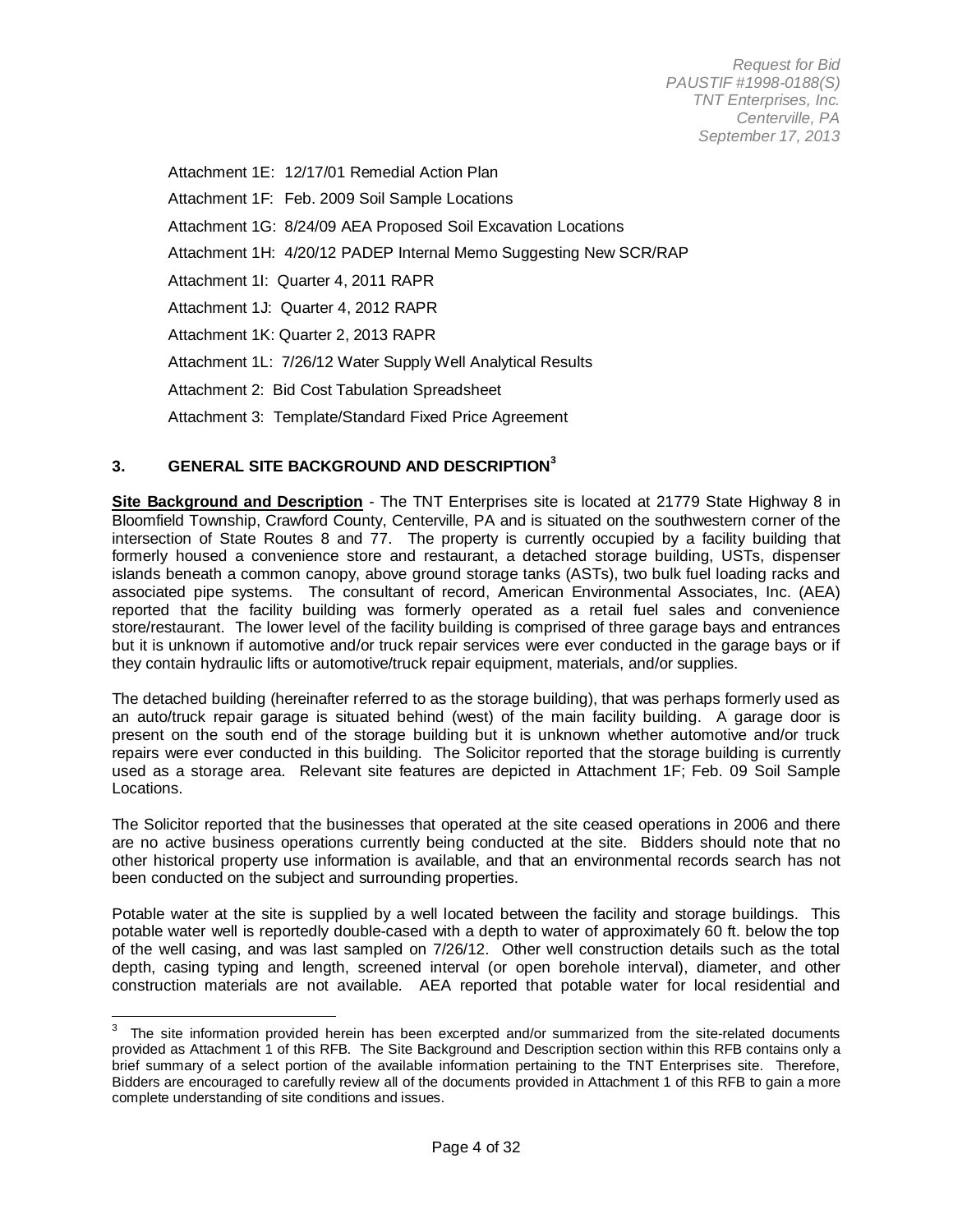Attachment 1E: 12/17/01 Remedial Action Plan

Attachment 1F: Feb. 2009 Soil Sample Locations

Attachment 1G: 8/24/09 AEA Proposed Soil Excavation Locations

Attachment 1H: 4/20/12 PADEP Internal Memo Suggesting New SCR/RAP

Attachment 1I: Quarter 4, 2011 RAPR

Attachment 1J: Quarter 4, 2012 RAPR

Attachment 1K: Quarter 2, 2013 RAPR

Attachment 1L: 7/26/12 Water Supply Well Analytical Results

Attachment 2: Bid Cost Tabulation Spreadsheet

Attachment 3: Template/Standard Fixed Price Agreement

## 3. GENERAL SITE BACKGROUND AND DESCRIPTION[3]

**Site Background and Description** - The TNT Enterprises site is located at 21779 State Highway 8 in Bloomfield Township, Crawford County, Centerville, PA and is situated on the southwestern corner of the intersection of State Routes 8 and 77. The property is currently occupied by a facility building that formerly housed a convenience store and restaurant, a detached storage building, USTs, dispenser islands beneath a common canopy, above ground storage tanks (ASTs), two bulk fuel loading racks and associated pipe systems. The consultant of record, American Environmental Associates, Inc. (AEA) reported that the facility building was formerly operated as a retail fuel sales and convenience store/restaurant. The lower level of the facility building is comprised of three garage bays and entrances but it is unknown if automotive and/or truck repair services were ever conducted in the garage bays or if they contain hydraulic lifts or automotive/truck repair equipment, materials, and/or supplies.

The detached building (hereinafter referred to as the storage building), that was perhaps formerly used as an auto/truck repair garage is situated behind (west) of the main facility building. A garage door is present on the south end of the storage building but it is unknown whether automotive and/or truck repairs were ever conducted in this building. The Solicitor reported that the storage building is currently used as a storage area. Relevant site features are depicted in Attachment 1F; Feb. 09 Soil Sample Locations.

The Solicitor reported that the businesses that operated at the site ceased operations in 2006 and there are no active business operations currently being conducted at the site. Bidders should note that no other historical property use information is available, and that an environmental records search has not been conducted on the subject and surrounding properties.

Potable water at the site is supplied by a well located between the facility and storage buildings. This potable water well is reportedly double-cased with a depth to water of approximately 60 ft. below the top of the well casing, and was last sampled on 7/26/12. Other well construction details such as the total depth, casing typing and length, screened interval (or open borehole interval), diameter, and other construction materials are not available. AEA reported that potable water for local residential and

---

[3] The site information provided herein has been excerpted and/or summarized from the site-related documents provided as Attachment 1 of this RFB. The Site Background and Description section within this RFB contains only a brief summary of a select portion of the available information pertaining to the TNT Enterprises site. Therefore, Bidders are encouraged to carefully review all of the documents provided in Attachment 1 of this RFB to gain a more complete understanding of site conditions and issues.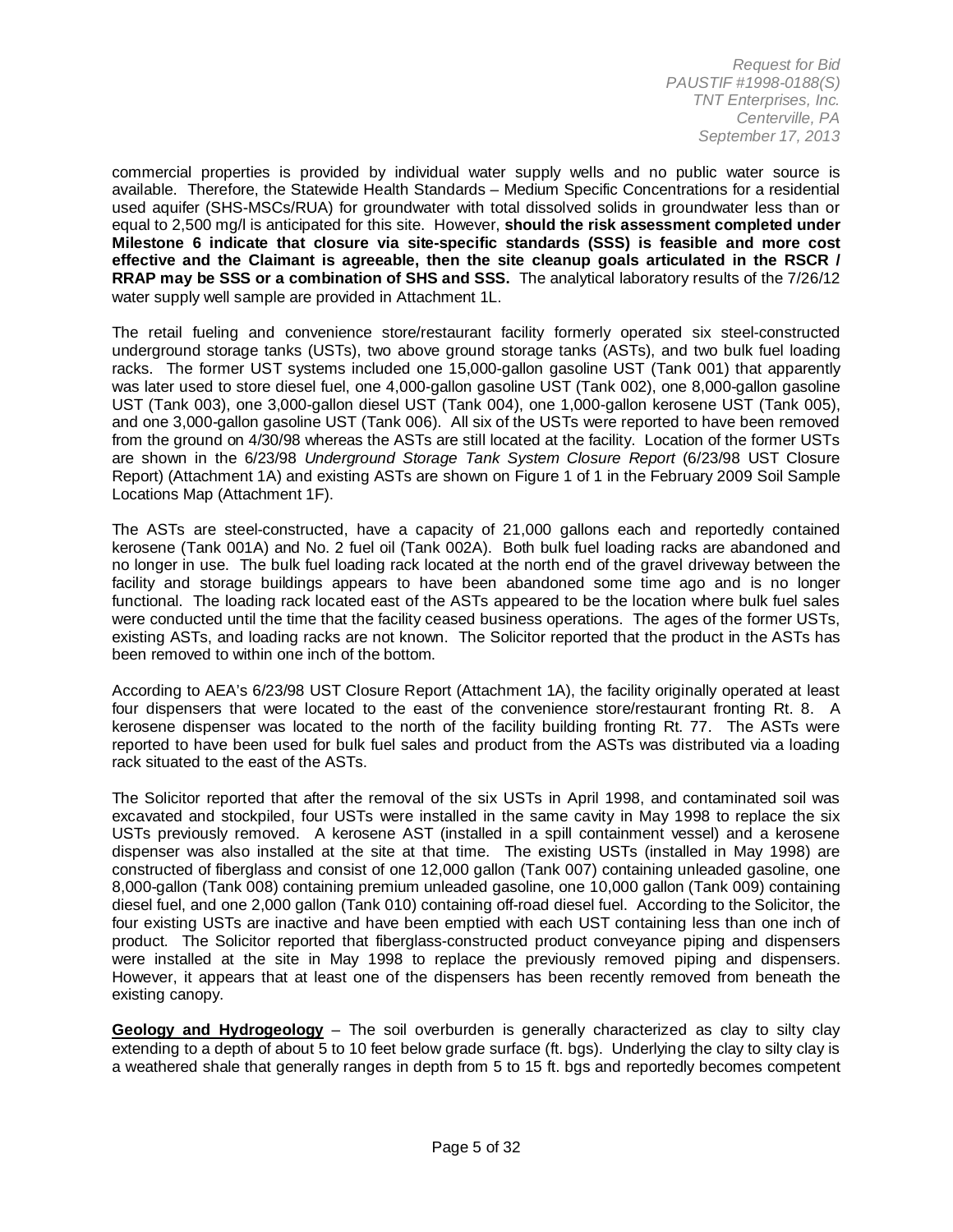commercial properties is provided by individual water supply wells and no public water source is available. Therefore, the Statewide Health Standards – Medium Specific Concentrations for a residential used aquifer (SHS-MSCs/RUA) for groundwater with total dissolved solids in groundwater less than or equal to 2,500 mg/l is anticipated for this site. However, **should the risk assessment completed under Milestone 6 indicate that closure via site-specific standards (SSS) is feasible and more cost effective and the Claimant is agreeable, then the site cleanup goals articulated in the RSCR / RRAP may be SSS or a combination of SHS and SSS.** The analytical laboratory results of the 7/26/12 water supply well sample are provided in Attachment 1L.

The retail fueling and convenience store/restaurant facility formerly operated six steel-constructed underground storage tanks (USTs), two above ground storage tanks (ASTs), and two bulk fuel loading racks. The former UST systems included one 15,000-gallon gasoline UST (Tank 001) that apparently was later used to store diesel fuel, one 4,000-gallon gasoline UST (Tank 002), one 8,000-gallon gasoline UST (Tank 003), one 3,000-gallon diesel UST (Tank 004), one 1,000-gallon kerosene UST (Tank 005), and one 3,000-gallon gasoline UST (Tank 006). All six of the USTs were reported to have been removed from the ground on 4/30/98 whereas the ASTs are still located at the facility. Location of the former USTs are shown in the 6/23/98 *Underground Storage Tank System Closure Report* (6/23/98 UST Closure Report) (Attachment 1A) and existing ASTs are shown on Figure 1 of 1 in the February 2009 Soil Sample Locations Map (Attachment 1F).

The ASTs are steel-constructed, have a capacity of 21,000 gallons each and reportedly contained kerosene (Tank 001A) and No. 2 fuel oil (Tank 002A). Both bulk fuel loading racks are abandoned and no longer in use. The bulk fuel loading rack located at the north end of the gravel driveway between the facility and storage buildings appears to have been abandoned some time ago and is no longer functional. The loading rack located east of the ASTs appeared to be the location where bulk fuel sales were conducted until the time that the facility ceased business operations. The ages of the former USTs, existing ASTs, and loading racks are not known. The Solicitor reported that the product in the ASTs has been removed to within one inch of the bottom.

According to AEA's 6/23/98 UST Closure Report (Attachment 1A), the facility originally operated at least four dispensers that were located to the east of the convenience store/restaurant fronting Rt. 8. A kerosene dispenser was located to the north of the facility building fronting Rt. 77. The ASTs were reported to have been used for bulk fuel sales and product from the ASTs was distributed via a loading rack situated to the east of the ASTs.

The Solicitor reported that after the removal of the six USTs in April 1998, and contaminated soil was excavated and stockpiled, four USTs were installed in the same cavity in May 1998 to replace the six USTs previously removed. A kerosene AST (installed in a spill containment vessel) and a kerosene dispenser was also installed at the site at that time. The existing USTs (installed in May 1998) are constructed of fiberglass and consist of one 12,000 gallon (Tank 007) containing unleaded gasoline, one 8,000-gallon (Tank 008) containing premium unleaded gasoline, one 10,000 gallon (Tank 009) containing diesel fuel, and one 2,000 gallon (Tank 010) containing off-road diesel fuel. According to the Solicitor, the four existing USTs are inactive and have been emptied with each UST containing less than one inch of product. The Solicitor reported that fiberglass-constructed product conveyance piping and dispensers were installed at the site in May 1998 to replace the previously removed piping and dispensers. However, it appears that at least one of the dispensers has been recently removed from beneath the existing canopy.

**Geology and Hydrogeology** – The soil overburden is generally characterized as clay to silty clay extending to a depth of about 5 to 10 feet below grade surface (ft. bgs). Underlying the clay to silty clay is a weathered shale that generally ranges in depth from 5 to 15 ft. bgs and reportedly becomes competent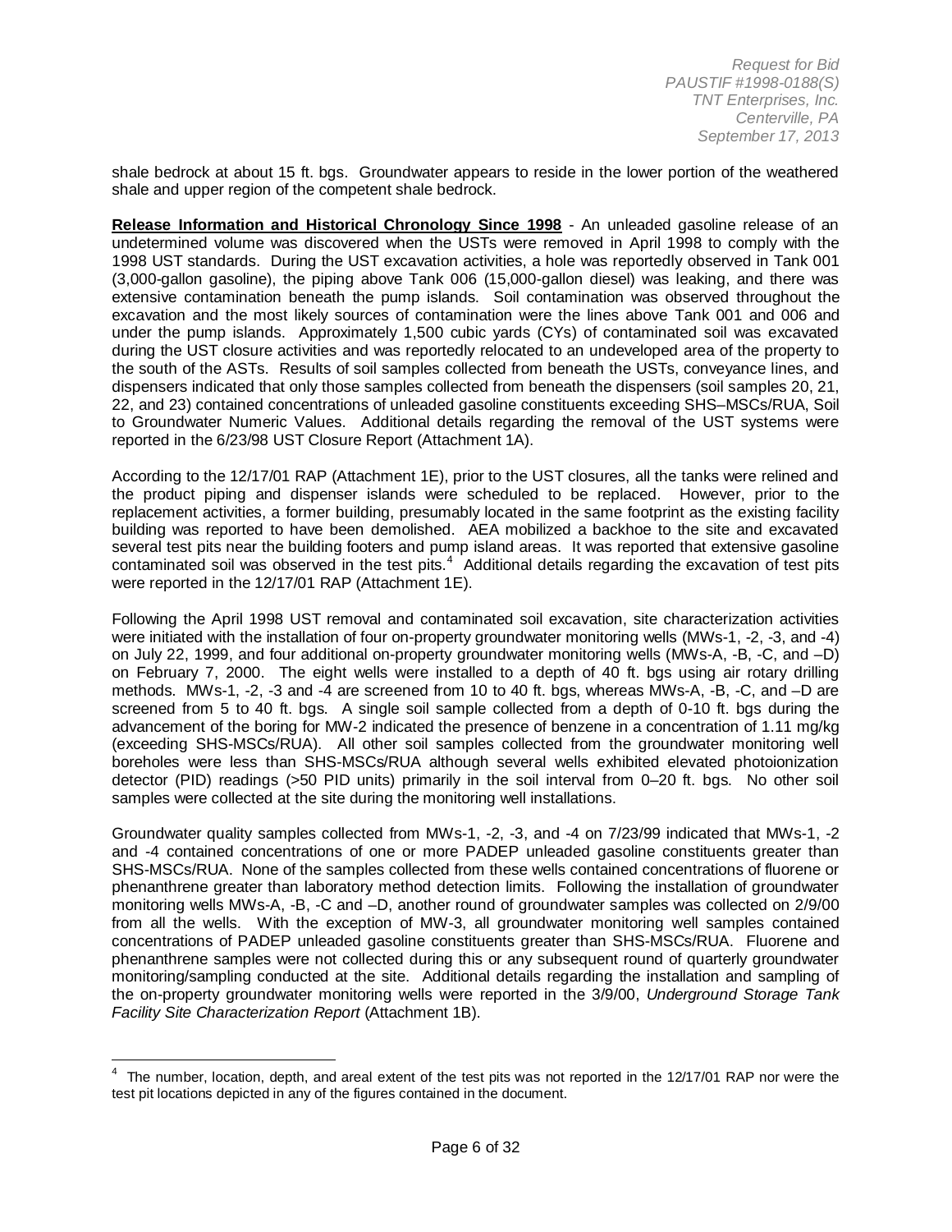shale bedrock at about 15 ft. bgs. Groundwater appears to reside in the lower portion of the weathered shale and upper region of the competent shale bedrock.

**Release Information and Historical Chronology Since 1998** - An unleaded gasoline release of an undetermined volume was discovered when the USTs were removed in April 1998 to comply with the 1998 UST standards. During the UST excavation activities, a hole was reportedly observed in Tank 001 (3,000-gallon gasoline), the piping above Tank 006 (15,000-gallon diesel) was leaking, and there was extensive contamination beneath the pump islands. Soil contamination was observed throughout the excavation and the most likely sources of contamination were the lines above Tank 001 and 006 and under the pump islands. Approximately 1,500 cubic yards (CYs) of contaminated soil was excavated during the UST closure activities and was reportedly relocated to an undeveloped area of the property to the south of the ASTs. Results of soil samples collected from beneath the USTs, conveyance lines, and dispensers indicated that only those samples collected from beneath the dispensers (soil samples 20, 21, 22, and 23) contained concentrations of unleaded gasoline constituents exceeding SHS–MSCs/RUA, Soil to Groundwater Numeric Values. Additional details regarding the removal of the UST systems were reported in the 6/23/98 UST Closure Report (Attachment 1A).

According to the 12/17/01 RAP (Attachment 1E), prior to the UST closures, all the tanks were relined and the product piping and dispenser islands were scheduled to be replaced. However, prior to the replacement activities, a former building, presumably located in the same footprint as the existing facility building was reported to have been demolished. AEA mobilized a backhoe to the site and excavated several test pits near the building footers and pump island areas. It was reported that extensive gasoline contaminated soil was observed in the test pits.[4] Additional details regarding the excavation of test pits were reported in the 12/17/01 RAP (Attachment 1E).

Following the April 1998 UST removal and contaminated soil excavation, site characterization activities were initiated with the installation of four on-property groundwater monitoring wells (MWs-1, -2, -3, and -4) on July 22, 1999, and four additional on-property groundwater monitoring wells (MWs-A, -B, -C, and –D) on February 7, 2000. The eight wells were installed to a depth of 40 ft. bgs using air rotary drilling methods. MWs-1, -2, -3 and -4 are screened from 10 to 40 ft. bgs, whereas MWs-A, -B, -C, and –D are screened from 5 to 40 ft. bgs. A single soil sample collected from a depth of 0-10 ft. bgs during the advancement of the boring for MW-2 indicated the presence of benzene in a concentration of 1.11 mg/kg (exceeding SHS-MSCs/RUA). All other soil samples collected from the groundwater monitoring well boreholes were less than SHS-MSCs/RUA although several wells exhibited elevated photoionization detector (PID) readings (>50 PID units) primarily in the soil interval from 0–20 ft. bgs. No other soil samples were collected at the site during the monitoring well installations.

Groundwater quality samples collected from MWs-1, -2, -3, and -4 on 7/23/99 indicated that MWs-1, -2 and -4 contained concentrations of one or more PADEP unleaded gasoline constituents greater than SHS-MSCs/RUA. None of the samples collected from these wells contained concentrations of fluorene or phenanthrene greater than laboratory method detection limits. Following the installation of groundwater monitoring wells MWs-A, -B, -C and –D, another round of groundwater samples was collected on 2/9/00 from all the wells. With the exception of MW-3, all groundwater monitoring well samples contained concentrations of PADEP unleaded gasoline constituents greater than SHS-MSCs/RUA. Fluorene and phenanthrene samples were not collected during this or any subsequent round of quarterly groundwater monitoring/sampling conducted at the site. Additional details regarding the installation and sampling of the on-property groundwater monitoring wells were reported in the 3/9/00, *Underground Storage Tank Facility Site Characterization Report* (Attachment 1B).

---

[4] The number, location, depth, and areal extent of the test pits was not reported in the 12/17/01 RAP nor were the test pit locations depicted in any of the figures contained in the document.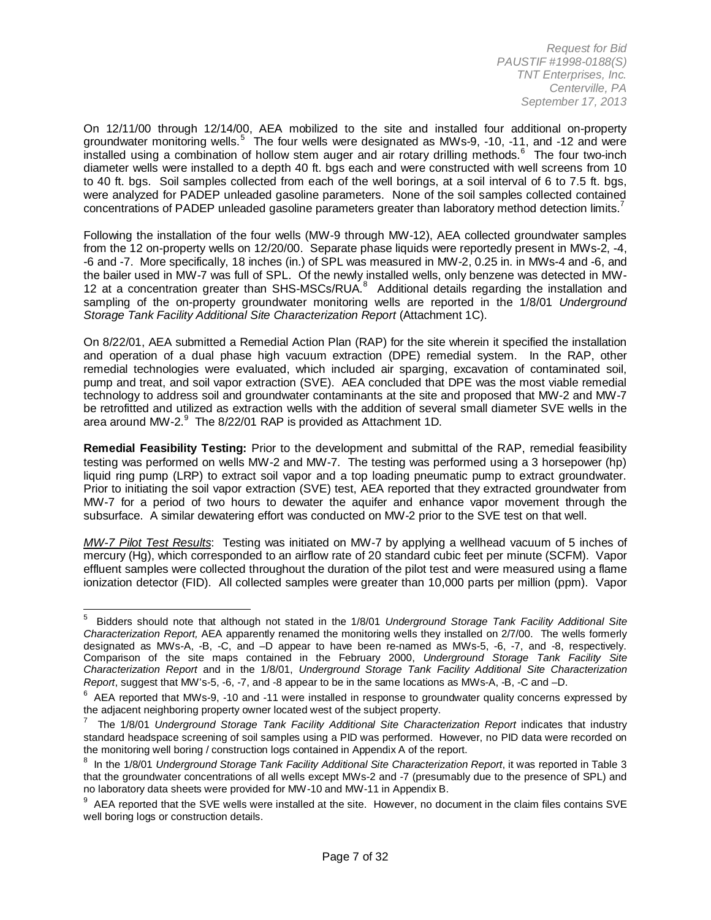On 12/11/00 through 12/14/00, AEA mobilized to the site and installed four additional on-property groundwater monitoring wells.[5] The four wells were designated as MWs-9, -10, -11, and -12 and were installed using a combination of hollow stem auger and air rotary drilling methods.[6] The four two-inch diameter wells were installed to a depth 40 ft. bgs each and were constructed with well screens from 10 to 40 ft. bgs. Soil samples collected from each of the well borings, at a soil interval of 6 to 7.5 ft. bgs, were analyzed for PADEP unleaded gasoline parameters. None of the soil samples collected contained concentrations of PADEP unleaded gasoline parameters greater than laboratory method detection limits.[7]

Following the installation of the four wells (MW-9 through MW-12), AEA collected groundwater samples from the 12 on-property wells on 12/20/00. Separate phase liquids were reportedly present in MWs-2, -4, -6 and -7. More specifically, 18 inches (in.) of SPL was measured in MW-2, 0.25 in. in MWs-4 and -6, and the bailer used in MW-7 was full of SPL. Of the newly installed wells, only benzene was detected in MW-12 at a concentration greater than SHS-MSCs/RUA.[8] Additional details regarding the installation and sampling of the on-property groundwater monitoring wells are reported in the 1/8/01 *Underground Storage Tank Facility Additional Site Characterization Report* (Attachment 1C).

On 8/22/01, AEA submitted a Remedial Action Plan (RAP) for the site wherein it specified the installation and operation of a dual phase high vacuum extraction (DPE) remedial system. In the RAP, other remedial technologies were evaluated, which included air sparging, excavation of contaminated soil, pump and treat, and soil vapor extraction (SVE). AEA concluded that DPE was the most viable remedial technology to address soil and groundwater contaminants at the site and proposed that MW-2 and MW-7 be retrofitted and utilized as extraction wells with the addition of several small diameter SVE wells in the area around MW-2.[9] The 8/22/01 RAP is provided as Attachment 1D.

**Remedial Feasibility Testing:** Prior to the development and submittal of the RAP, remedial feasibility testing was performed on wells MW-2 and MW-7. The testing was performed using a 3 horsepower (hp) liquid ring pump (LRP) to extract soil vapor and a top loading pneumatic pump to extract groundwater. Prior to initiating the soil vapor extraction (SVE) test, AEA reported that they extracted groundwater from MW-7 for a period of two hours to dewater the aquifer and enhance vapor movement through the subsurface. A similar dewatering effort was conducted on MW-2 prior to the SVE test on that well.

<u>*MW-7 Pilot Test Results*</u>: Testing was initiated on MW-7 by applying a wellhead vacuum of 5 inches of mercury (Hg), which corresponded to an airflow rate of 20 standard cubic feet per minute (SCFM). Vapor effluent samples were collected throughout the duration of the pilot test and were measured using a flame ionization detector (FID). All collected samples were greater than 10,000 parts per million (ppm). Vapor

---

[5] Bidders should note that although not stated in the 1/8/01 *Underground Storage Tank Facility Additional Site Characterization Report,* AEA apparently renamed the monitoring wells they installed on 2/7/00. The wells formerly designated as MWs-A, -B, -C, and –D appear to have been re-named as MWs-5, -6, -7, and -8, respectively. Comparison of the site maps contained in the February 2000, *Underground Storage Tank Facility Site Characterization Report* and in the 1/8/01, *Underground Storage Tank Facility Additional Site Characterization Report*, suggest that MW's-5, -6, -7, and -8 appear to be in the same locations as MWs-A, -B, -C and –D.

[6] AEA reported that MWs-9, -10 and -11 were installed in response to groundwater quality concerns expressed by the adjacent neighboring property owner located west of the subject property.

[7] The 1/8/01 *Underground Storage Tank Facility Additional Site Characterization Report* indicates that industry standard headspace screening of soil samples using a PID was performed. However, no PID data were recorded on the monitoring well boring / construction logs contained in Appendix A of the report.

[8] In the 1/8/01 *Underground Storage Tank Facility Additional Site Characterization Report*, it was reported in Table 3 that the groundwater concentrations of all wells except MWs-2 and -7 (presumably due to the presence of SPL) and no laboratory data sheets were provided for MW-10 and MW-11 in Appendix B.

[9] AEA reported that the SVE wells were installed at the site. However, no document in the claim files contains SVE well boring logs or construction details.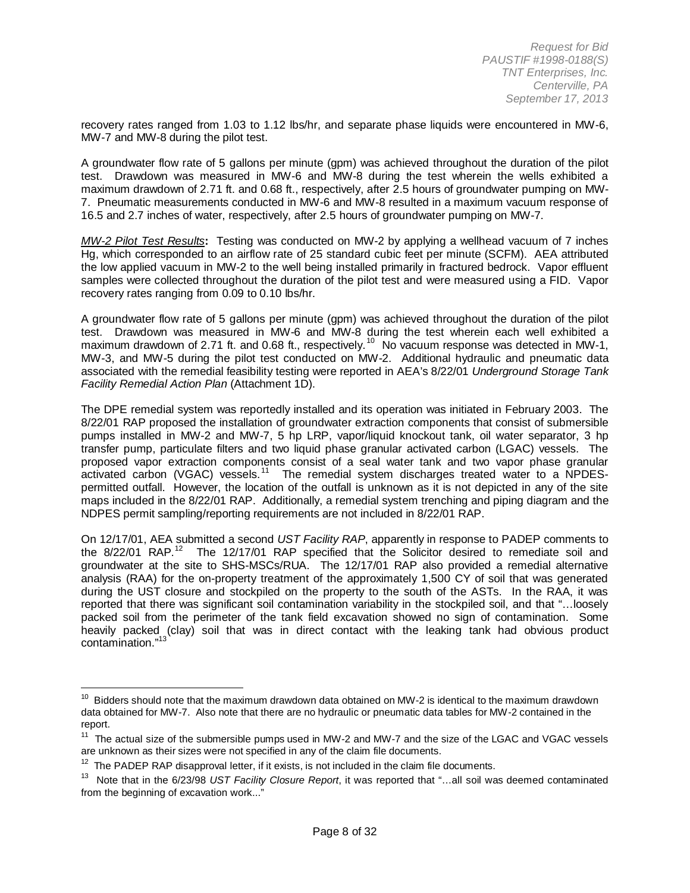recovery rates ranged from 1.03 to 1.12 lbs/hr, and separate phase liquids were encountered in MW-6, MW-7 and MW-8 during the pilot test.

A groundwater flow rate of 5 gallons per minute (gpm) was achieved throughout the duration of the pilot test. Drawdown was measured in MW-6 and MW-8 during the test wherein the wells exhibited a maximum drawdown of 2.71 ft. and 0.68 ft., respectively, after 2.5 hours of groundwater pumping on MW-7. Pneumatic measurements conducted in MW-6 and MW-8 resulted in a maximum vacuum response of 16.5 and 2.7 inches of water, respectively, after 2.5 hours of groundwater pumping on MW-7.

*MW-2 Pilot Test Results*: Testing was conducted on MW-2 by applying a wellhead vacuum of 7 inches Hg, which corresponded to an airflow rate of 25 standard cubic feet per minute (SCFM). AEA attributed the low applied vacuum in MW-2 to the well being installed primarily in fractured bedrock. Vapor effluent samples were collected throughout the duration of the pilot test and were measured using a FID. Vapor recovery rates ranging from 0.09 to 0.10 lbs/hr.

A groundwater flow rate of 5 gallons per minute (gpm) was achieved throughout the duration of the pilot test. Drawdown was measured in MW-6 and MW-8 during the test wherein each well exhibited a maximum drawdown of 2.71 ft. and 0.68 ft., respectively.[10] No vacuum response was detected in MW-1, MW-3, and MW-5 during the pilot test conducted on MW-2. Additional hydraulic and pneumatic data associated with the remedial feasibility testing were reported in AEA's 8/22/01 *Underground Storage Tank Facility Remedial Action Plan* (Attachment 1D).

The DPE remedial system was reportedly installed and its operation was initiated in February 2003. The 8/22/01 RAP proposed the installation of groundwater extraction components that consist of submersible pumps installed in MW-2 and MW-7, 5 hp LRP, vapor/liquid knockout tank, oil water separator, 3 hp transfer pump, particulate filters and two liquid phase granular activated carbon (LGAC) vessels. The proposed vapor extraction components consist of a seal water tank and two vapor phase granular activated carbon (VGAC) vessels.[11] The remedial system discharges treated water to a NPDES-permitted outfall. However, the location of the outfall is unknown as it is not depicted in any of the site maps included in the 8/22/01 RAP. Additionally, a remedial system trenching and piping diagram and the NDPES permit sampling/reporting requirements are not included in 8/22/01 RAP.

On 12/17/01, AEA submitted a second *UST Facility RAP*, apparently in response to PADEP comments to the 8/22/01 RAP.[12] The 12/17/01 RAP specified that the Solicitor desired to remediate soil and groundwater at the site to SHS-MSCs/RUA. The 12/17/01 RAP also provided a remedial alternative analysis (RAA) for the on-property treatment of the approximately 1,500 CY of soil that was generated during the UST closure and stockpiled on the property to the south of the ASTs. In the RAA, it was reported that there was significant soil contamination variability in the stockpiled soil, and that "…loosely packed soil from the perimeter of the tank field excavation showed no sign of contamination. Some heavily packed (clay) soil that was in direct contact with the leaking tank had obvious product contamination."[13]

---

[10] Bidders should note that the maximum drawdown data obtained on MW-2 is identical to the maximum drawdown data obtained for MW-7. Also note that there are no hydraulic or pneumatic data tables for MW-2 contained in the report.

[11] The actual size of the submersible pumps used in MW-2 and MW-7 and the size of the LGAC and VGAC vessels are unknown as their sizes were not specified in any of the claim file documents.

[12] The PADEP RAP disapproval letter, if it exists, is not included in the claim file documents.

[13] Note that in the 6/23/98 *UST Facility Closure Report*, it was reported that "…all soil was deemed contaminated from the beginning of excavation work..."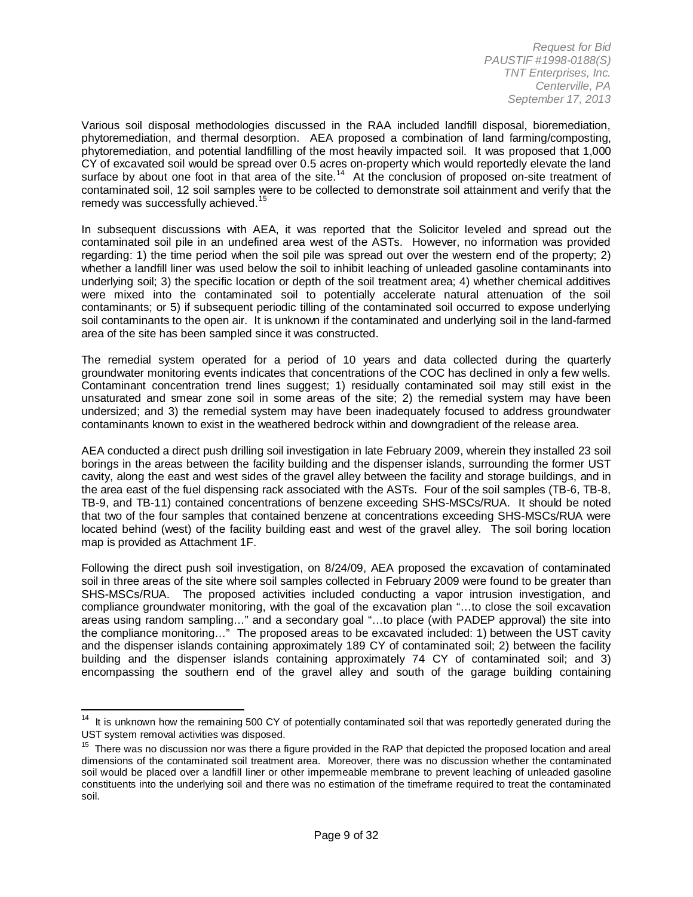Various soil disposal methodologies discussed in the RAA included landfill disposal, bioremediation, phytoremediation, and thermal desorption. AEA proposed a combination of land farming/composting, phytoremediation, and potential landfilling of the most heavily impacted soil. It was proposed that 1,000 CY of excavated soil would be spread over 0.5 acres on-property which would reportedly elevate the land surface by about one foot in that area of the site.[14] At the conclusion of proposed on-site treatment of contaminated soil, 12 soil samples were to be collected to demonstrate soil attainment and verify that the remedy was successfully achieved.[15]

In subsequent discussions with AEA, it was reported that the Solicitor leveled and spread out the contaminated soil pile in an undefined area west of the ASTs. However, no information was provided regarding: 1) the time period when the soil pile was spread out over the western end of the property; 2) whether a landfill liner was used below the soil to inhibit leaching of unleaded gasoline contaminants into underlying soil; 3) the specific location or depth of the soil treatment area; 4) whether chemical additives were mixed into the contaminated soil to potentially accelerate natural attenuation of the soil contaminants; or 5) if subsequent periodic tilling of the contaminated soil occurred to expose underlying soil contaminants to the open air. It is unknown if the contaminated and underlying soil in the land-farmed area of the site has been sampled since it was constructed.

The remedial system operated for a period of 10 years and data collected during the quarterly groundwater monitoring events indicates that concentrations of the COC has declined in only a few wells. Contaminant concentration trend lines suggest; 1) residually contaminated soil may still exist in the unsaturated and smear zone soil in some areas of the site; 2) the remedial system may have been undersized; and 3) the remedial system may have been inadequately focused to address groundwater contaminants known to exist in the weathered bedrock within and downgradient of the release area.

AEA conducted a direct push drilling soil investigation in late February 2009, wherein they installed 23 soil borings in the areas between the facility building and the dispenser islands, surrounding the former UST cavity, along the east and west sides of the gravel alley between the facility and storage buildings, and in the area east of the fuel dispensing rack associated with the ASTs. Four of the soil samples (TB-6, TB-8, TB-9, and TB-11) contained concentrations of benzene exceeding SHS-MSCs/RUA. It should be noted that two of the four samples that contained benzene at concentrations exceeding SHS-MSCs/RUA were located behind (west) of the facility building east and west of the gravel alley. The soil boring location map is provided as Attachment 1F.

Following the direct push soil investigation, on 8/24/09, AEA proposed the excavation of contaminated soil in three areas of the site where soil samples collected in February 2009 were found to be greater than SHS-MSCs/RUA. The proposed activities included conducting a vapor intrusion investigation, and compliance groundwater monitoring, with the goal of the excavation plan "…to close the soil excavation areas using random sampling…" and a secondary goal "…to place (with PADEP approval) the site into the compliance monitoring…" The proposed areas to be excavated included: 1) between the UST cavity and the dispenser islands containing approximately 189 CY of contaminated soil; 2) between the facility building and the dispenser islands containing approximately 74 CY of contaminated soil; and 3) encompassing the southern end of the gravel alley and south of the garage building containing

---

[14] It is unknown how the remaining 500 CY of potentially contaminated soil that was reportedly generated during the UST system removal activities was disposed.

[15] There was no discussion nor was there a figure provided in the RAP that depicted the proposed location and areal dimensions of the contaminated soil treatment area. Moreover, there was no discussion whether the contaminated soil would be placed over a landfill liner or other impermeable membrane to prevent leaching of unleaded gasoline constituents into the underlying soil and there was no estimation of the timeframe required to treat the contaminated soil.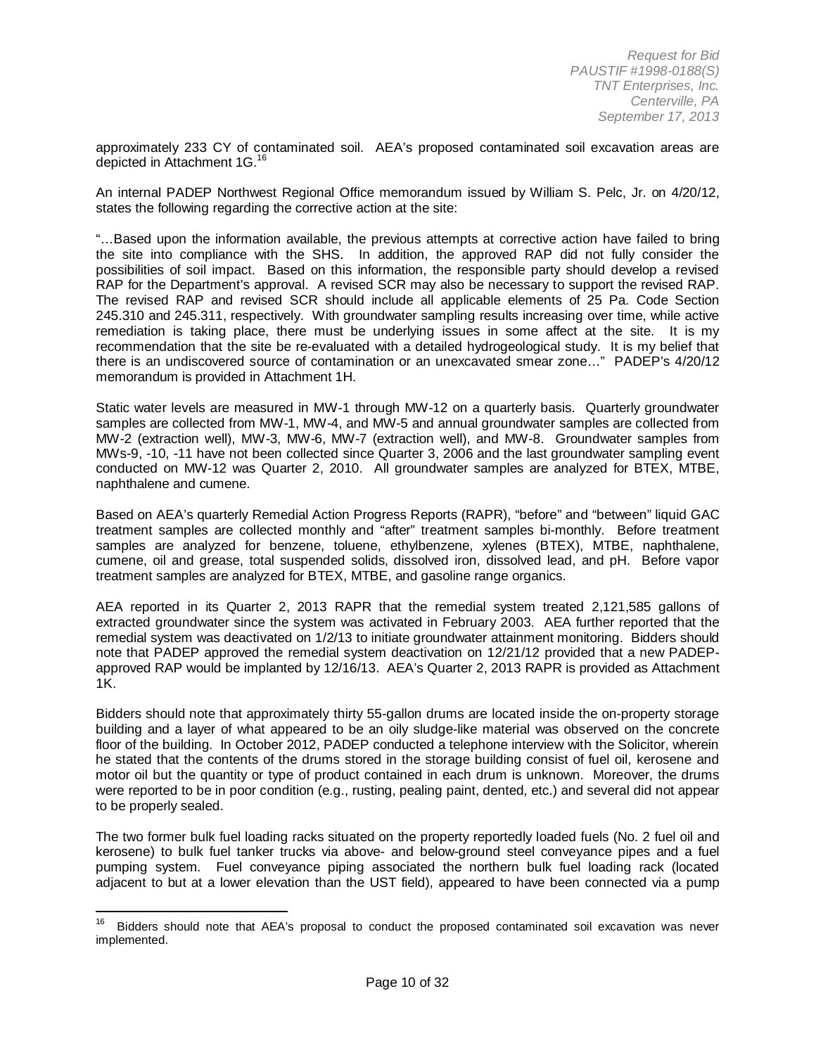approximately 233 CY of contaminated soil. AEA's proposed contaminated soil excavation areas are depicted in Attachment 1G.[16]

An internal PADEP Northwest Regional Office memorandum issued by William S. Pelc, Jr. on 4/20/12, states the following regarding the corrective action at the site:

"…Based upon the information available, the previous attempts at corrective action have failed to bring the site into compliance with the SHS. In addition, the approved RAP did not fully consider the possibilities of soil impact. Based on this information, the responsible party should develop a revised RAP for the Department's approval. A revised SCR may also be necessary to support the revised RAP. The revised RAP and revised SCR should include all applicable elements of 25 Pa. Code Section 245.310 and 245.311, respectively. With groundwater sampling results increasing over time, while active remediation is taking place, there must be underlying issues in some affect at the site. It is my recommendation that the site be re-evaluated with a detailed hydrogeological study. It is my belief that there is an undiscovered source of contamination or an unexcavated smear zone…" PADEP's 4/20/12 memorandum is provided in Attachment 1H.

Static water levels are measured in MW-1 through MW-12 on a quarterly basis. Quarterly groundwater samples are collected from MW-1, MW-4, and MW-5 and annual groundwater samples are collected from MW-2 (extraction well), MW-3, MW-6, MW-7 (extraction well), and MW-8. Groundwater samples from MWs-9, -10, -11 have not been collected since Quarter 3, 2006 and the last groundwater sampling event conducted on MW-12 was Quarter 2, 2010. All groundwater samples are analyzed for BTEX, MTBE, naphthalene and cumene.

Based on AEA's quarterly Remedial Action Progress Reports (RAPR), "before" and "between" liquid GAC treatment samples are collected monthly and "after" treatment samples bi-monthly. Before treatment samples are analyzed for benzene, toluene, ethylbenzene, xylenes (BTEX), MTBE, naphthalene, cumene, oil and grease, total suspended solids, dissolved iron, dissolved lead, and pH. Before vapor treatment samples are analyzed for BTEX, MTBE, and gasoline range organics.

AEA reported in its Quarter 2, 2013 RAPR that the remedial system treated 2,121,585 gallons of extracted groundwater since the system was activated in February 2003. AEA further reported that the remedial system was deactivated on 1/2/13 to initiate groundwater attainment monitoring. Bidders should note that PADEP approved the remedial system deactivation on 12/21/12 provided that a new PADEP-approved RAP would be implanted by 12/16/13. AEA's Quarter 2, 2013 RAPR is provided as Attachment 1K.

Bidders should note that approximately thirty 55-gallon drums are located inside the on-property storage building and a layer of what appeared to be an oily sludge-like material was observed on the concrete floor of the building. In October 2012, PADEP conducted a telephone interview with the Solicitor, wherein he stated that the contents of the drums stored in the storage building consist of fuel oil, kerosene and motor oil but the quantity or type of product contained in each drum is unknown. Moreover, the drums were reported to be in poor condition (e.g., rusting, pealing paint, dented, etc.) and several did not appear to be properly sealed.

The two former bulk fuel loading racks situated on the property reportedly loaded fuels (No. 2 fuel oil and kerosene) to bulk fuel tanker trucks via above- and below-ground steel conveyance pipes and a fuel pumping system. Fuel conveyance piping associated the northern bulk fuel loading rack (located adjacent to but at a lower elevation than the UST field), appeared to have been connected via a pump

[16] Bidders should note that AEA's proposal to conduct the proposed contaminated soil excavation was never implemented.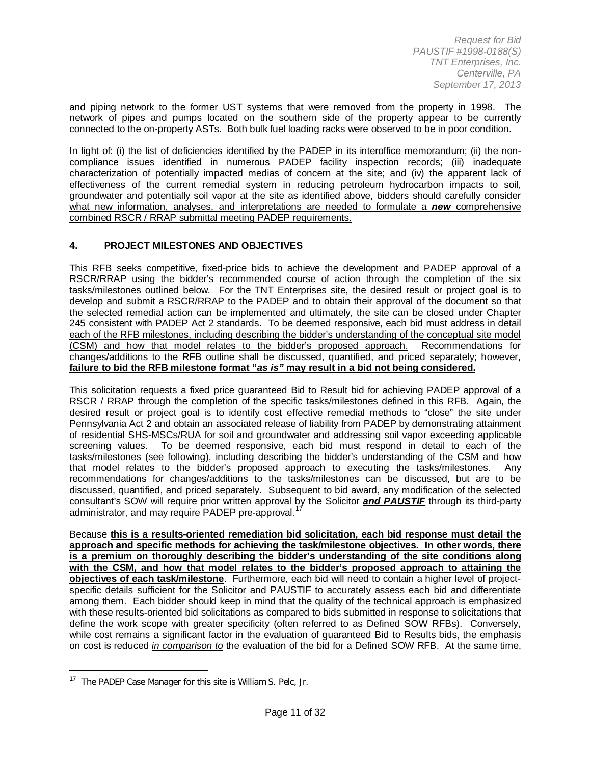and piping network to the former UST systems that were removed from the property in 1998. The network of pipes and pumps located on the southern side of the property appear to be currently connected to the on-property ASTs. Both bulk fuel loading racks were observed to be in poor condition.

In light of: (i) the list of deficiencies identified by the PADEP in its interoffice memorandum; (ii) the non-compliance issues identified in numerous PADEP facility inspection records; (iii) inadequate characterization of potentially impacted medias of concern at the site; and (iv) the apparent lack of effectiveness of the current remedial system in reducing petroleum hydrocarbon impacts to soil, groundwater and potentially soil vapor at the site as identified above, <u>bidders should carefully consider what new information, analyses, and interpretations are needed to formulate a ***new*** comprehensive combined RSCR / RRAP submittal meeting PADEP requirements.</u>

## 4. PROJECT MILESTONES AND OBJECTIVES

This RFB seeks competitive, fixed-price bids to achieve the development and PADEP approval of a RSCR/RRAP using the bidder's recommended course of action through the completion of the six tasks/milestones outlined below. For the TNT Enterprises site, the desired result or project goal is to develop and submit a RSCR/RRAP to the PADEP and to obtain their approval of the document so that the selected remedial action can be implemented and ultimately, the site can be closed under Chapter 245 consistent with PADEP Act 2 standards. <u>To be deemed responsive, each bid must address in detail each of the RFB milestones, including describing the bidder's understanding of the conceptual site model (CSM) and how that model relates to the bidder's proposed approach.</u> Recommendations for changes/additions to the RFB outline shall be discussed, quantified, and priced separately; however, **failure to bid the RFB milestone format "*as is*" may result in a bid not being considered.**

This solicitation requests a fixed price guaranteed Bid to Result bid for achieving PADEP approval of a RSCR / RRAP through the completion of the specific tasks/milestones defined in this RFB. Again, the desired result or project goal is to identify cost effective remedial methods to "close" the site under Pennsylvania Act 2 and obtain an associated release of liability from PADEP by demonstrating attainment of residential SHS-MSCs/RUA for soil and groundwater and addressing soil vapor exceeding applicable screening values. To be deemed responsive, each bid must respond in detail to each of the tasks/milestones (see following), including describing the bidder's understanding of the CSM and how that model relates to the bidder's proposed approach to executing the tasks/milestones. Any recommendations for changes/additions to the tasks/milestones can be discussed, but are to be discussed, quantified, and priced separately. Subsequent to bid award, any modification of the selected consultant's SOW will require prior written approval by the Solicitor ***<u>and PAUSTIF</u>*** through its third-party administrator, and may require PADEP pre-approval.[17]

Because **<u>this is a results-oriented remediation bid solicitation, each bid response must detail the approach and specific methods for achieving the task/milestone objectives. In other words, there is a premium on thoroughly describing the bidder's understanding of the site conditions along with the CSM, and how that model relates to the bidder's proposed approach to attaining the objectives of each task/milestone</u>**. Furthermore, each bid will need to contain a higher level of project-specific details sufficient for the Solicitor and PAUSTIF to accurately assess each bid and differentiate among them. Each bidder should keep in mind that the quality of the technical approach is emphasized with these results-oriented bid solicitations as compared to bids submitted in response to solicitations that define the work scope with greater specificity (often referred to as Defined SOW RFBs). Conversely, while cost remains a significant factor in the evaluation of guaranteed Bid to Results bids, the emphasis on cost is reduced *<u>in comparison to</u>* the evaluation of the bid for a Defined SOW RFB. At the same time,

---

[17] The PADEP Case Manager for this site is William S. Pelc, Jr.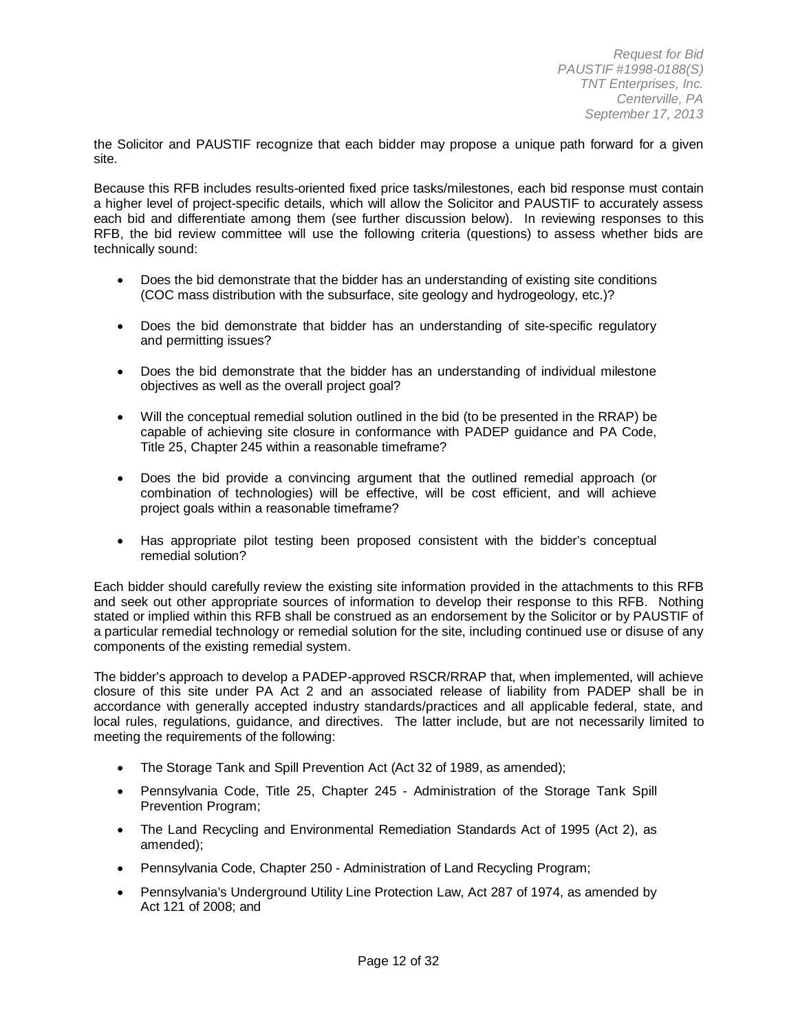the Solicitor and PAUSTIF recognize that each bidder may propose a unique path forward for a given site.

Because this RFB includes results-oriented fixed price tasks/milestones, each bid response must contain a higher level of project-specific details, which will allow the Solicitor and PAUSTIF to accurately assess each bid and differentiate among them (see further discussion below). In reviewing responses to this RFB, the bid review committee will use the following criteria (questions) to assess whether bids are technically sound:

- Does the bid demonstrate that the bidder has an understanding of existing site conditions (COC mass distribution with the subsurface, site geology and hydrogeology, etc.)?
- Does the bid demonstrate that bidder has an understanding of site-specific regulatory and permitting issues?
- Does the bid demonstrate that the bidder has an understanding of individual milestone objectives as well as the overall project goal?
- Will the conceptual remedial solution outlined in the bid (to be presented in the RRAP) be capable of achieving site closure in conformance with PADEP guidance and PA Code, Title 25, Chapter 245 within a reasonable timeframe?
- Does the bid provide a convincing argument that the outlined remedial approach (or combination of technologies) will be effective, will be cost efficient, and will achieve project goals within a reasonable timeframe?
- Has appropriate pilot testing been proposed consistent with the bidder's conceptual remedial solution?

Each bidder should carefully review the existing site information provided in the attachments to this RFB and seek out other appropriate sources of information to develop their response to this RFB. Nothing stated or implied within this RFB shall be construed as an endorsement by the Solicitor or by PAUSTIF of a particular remedial technology or remedial solution for the site, including continued use or disuse of any components of the existing remedial system.

The bidder's approach to develop a PADEP-approved RSCR/RRAP that, when implemented, will achieve closure of this site under PA Act 2 and an associated release of liability from PADEP shall be in accordance with generally accepted industry standards/practices and all applicable federal, state, and local rules, regulations, guidance, and directives. The latter include, but are not necessarily limited to meeting the requirements of the following:

- The Storage Tank and Spill Prevention Act (Act 32 of 1989, as amended);
- Pennsylvania Code, Title 25, Chapter 245 - Administration of the Storage Tank Spill Prevention Program;
- The Land Recycling and Environmental Remediation Standards Act of 1995 (Act 2), as amended);
- Pennsylvania Code, Chapter 250 - Administration of Land Recycling Program;
- Pennsylvania's Underground Utility Line Protection Law, Act 287 of 1974, as amended by Act 121 of 2008; and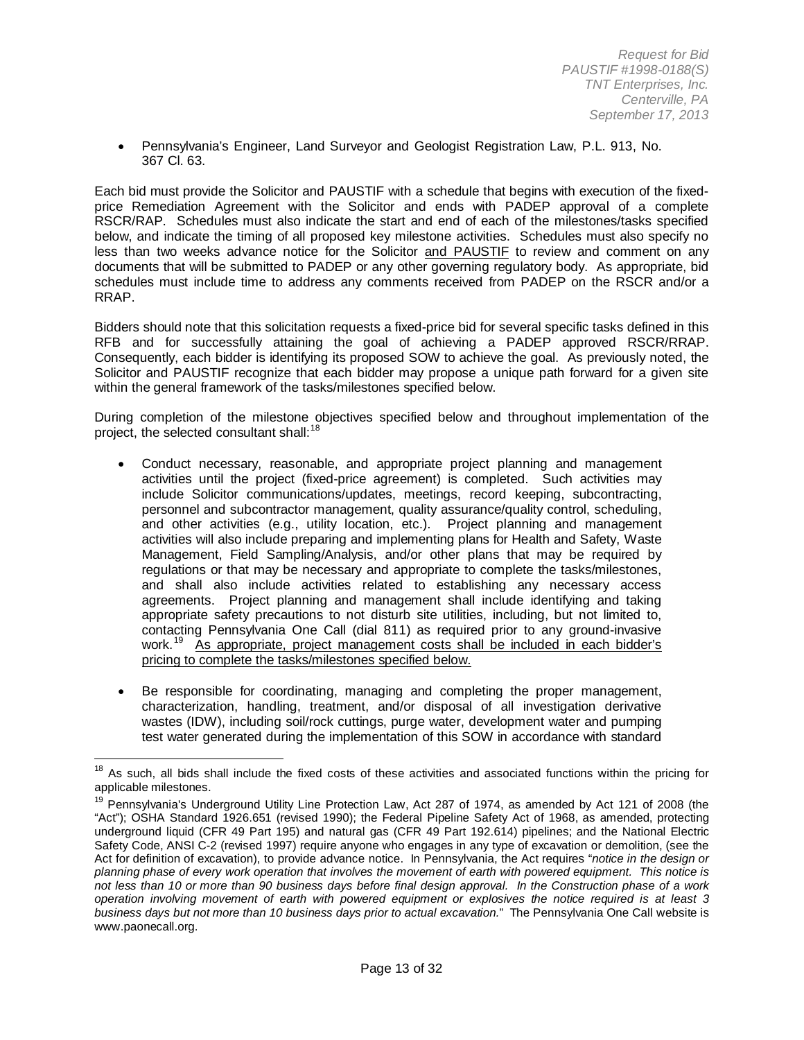- Pennsylvania's Engineer, Land Surveyor and Geologist Registration Law, P.L. 913, No. 367 Cl. 63.

Each bid must provide the Solicitor and PAUSTIF with a schedule that begins with execution of the fixed-price Remediation Agreement with the Solicitor and ends with PADEP approval of a complete RSCR/RAP. Schedules must also indicate the start and end of each of the milestones/tasks specified below, and indicate the timing of all proposed key milestone activities. Schedules must also specify no less than two weeks advance notice for the Solicitor <u>and PAUSTIF</u> to review and comment on any documents that will be submitted to PADEP or any other governing regulatory body. As appropriate, bid schedules must include time to address any comments received from PADEP on the RSCR and/or a RRAP.

Bidders should note that this solicitation requests a fixed-price bid for several specific tasks defined in this RFB and for successfully attaining the goal of achieving a PADEP approved RSCR/RRAP. Consequently, each bidder is identifying its proposed SOW to achieve the goal. As previously noted, the Solicitor and PAUSTIF recognize that each bidder may propose a unique path forward for a given site within the general framework of the tasks/milestones specified below.

During completion of the milestone objectives specified below and throughout implementation of the project, the selected consultant shall:[18]

- Conduct necessary, reasonable, and appropriate project planning and management activities until the project (fixed-price agreement) is completed. Such activities may include Solicitor communications/updates, meetings, record keeping, subcontracting, personnel and subcontractor management, quality assurance/quality control, scheduling, and other activities (e.g., utility location, etc.). Project planning and management activities will also include preparing and implementing plans for Health and Safety, Waste Management, Field Sampling/Analysis, and/or other plans that may be required by regulations or that may be necessary and appropriate to complete the tasks/milestones, and shall also include activities related to establishing any necessary access agreements. Project planning and management shall include identifying and taking appropriate safety precautions to not disturb site utilities, including, but not limited to, contacting Pennsylvania One Call (dial 811) as required prior to any ground-invasive work.[19] <u>As appropriate, project management costs shall be included in each bidder's pricing to complete the tasks/milestones specified below.</u>

- Be responsible for coordinating, managing and completing the proper management, characterization, handling, treatment, and/or disposal of all investigation derivative wastes (IDW), including soil/rock cuttings, purge water, development water and pumping test water generated during the implementation of this SOW in accordance with standard

---

[18] As such, all bids shall include the fixed costs of these activities and associated functions within the pricing for applicable milestones.

[19] Pennsylvania's Underground Utility Line Protection Law, Act 287 of 1974, as amended by Act 121 of 2008 (the "Act"); OSHA Standard 1926.651 (revised 1990); the Federal Pipeline Safety Act of 1968, as amended, protecting underground liquid (CFR 49 Part 195) and natural gas (CFR 49 Part 192.614) pipelines; and the National Electric Safety Code, ANSI C-2 (revised 1997) require anyone who engages in any type of excavation or demolition, (see the Act for definition of excavation), to provide advance notice. In Pennsylvania, the Act requires "*notice in the design or planning phase of every work operation that involves the movement of earth with powered equipment. This notice is not less than 10 or more than 90 business days before final design approval. In the Construction phase of a work operation involving movement of earth with powered equipment or explosives the notice required is at least 3 business days but not more than 10 business days prior to actual excavation.*" The Pennsylvania One Call website is www.paonecall.org.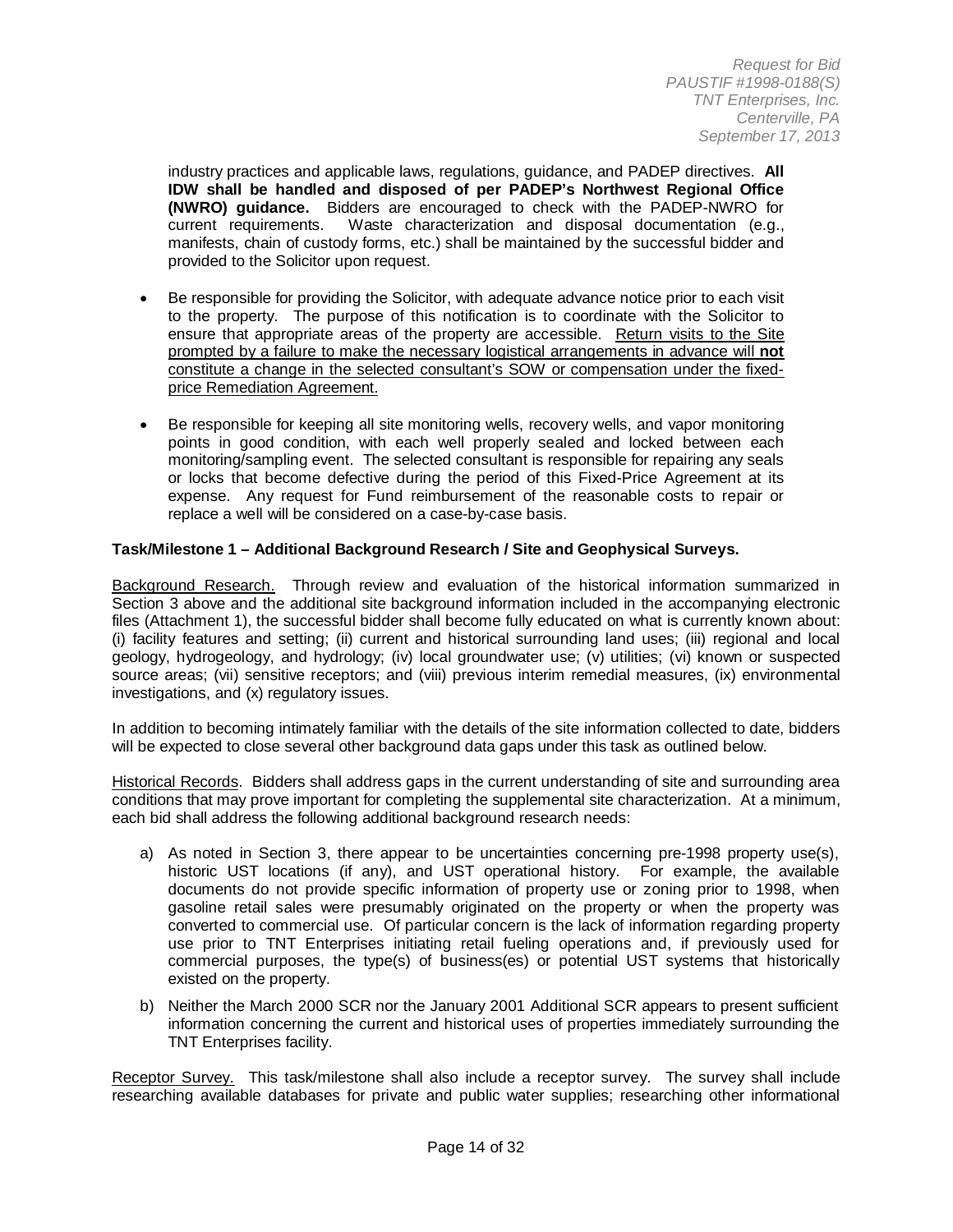industry practices and applicable laws, regulations, guidance, and PADEP directives. **All IDW shall be handled and disposed of per PADEP's Northwest Regional Office (NWRO) guidance.** Bidders are encouraged to check with the PADEP-NWRO for current requirements. Waste characterization and disposal documentation (e.g., manifests, chain of custody forms, etc.) shall be maintained by the successful bidder and provided to the Solicitor upon request.

- Be responsible for providing the Solicitor, with adequate advance notice prior to each visit to the property. The purpose of this notification is to coordinate with the Solicitor to ensure that appropriate areas of the property are accessible. <u>Return visits to the Site prompted by a failure to make the necessary logistical arrangements in advance will **not** constitute a change in the selected consultant's SOW or compensation under the fixed-price Remediation Agreement.</u>
- Be responsible for keeping all site monitoring wells, recovery wells, and vapor monitoring points in good condition, with each well properly sealed and locked between each monitoring/sampling event. The selected consultant is responsible for repairing any seals or locks that become defective during the period of this Fixed-Price Agreement at its expense. Any request for Fund reimbursement of the reasonable costs to repair or replace a well will be considered on a case-by-case basis.

**Task/Milestone 1 – Additional Background Research / Site and Geophysical Surveys.**

<u>Background Research.</u> Through review and evaluation of the historical information summarized in Section 3 above and the additional site background information included in the accompanying electronic files (Attachment 1), the successful bidder shall become fully educated on what is currently known about: (i) facility features and setting; (ii) current and historical surrounding land uses; (iii) regional and local geology, hydrogeology, and hydrology; (iv) local groundwater use; (v) utilities; (vi) known or suspected source areas; (vii) sensitive receptors; and (viii) previous interim remedial measures, (ix) environmental investigations, and (x) regulatory issues.

In addition to becoming intimately familiar with the details of the site information collected to date, bidders will be expected to close several other background data gaps under this task as outlined below.

<u>Historical Records</u>. Bidders shall address gaps in the current understanding of site and surrounding area conditions that may prove important for completing the supplemental site characterization. At a minimum, each bid shall address the following additional background research needs:

a) As noted in Section 3, there appear to be uncertainties concerning pre-1998 property use(s), historic UST locations (if any), and UST operational history. For example, the available documents do not provide specific information of property use or zoning prior to 1998, when gasoline retail sales were presumably originated on the property or when the property was converted to commercial use. Of particular concern is the lack of information regarding property use prior to TNT Enterprises initiating retail fueling operations and, if previously used for commercial purposes, the type(s) of business(es) or potential UST systems that historically existed on the property.

b) Neither the March 2000 SCR nor the January 2001 Additional SCR appears to present sufficient information concerning the current and historical uses of properties immediately surrounding the TNT Enterprises facility.

<u>Receptor Survey.</u> This task/milestone shall also include a receptor survey. The survey shall include researching available databases for private and public water supplies; researching other informational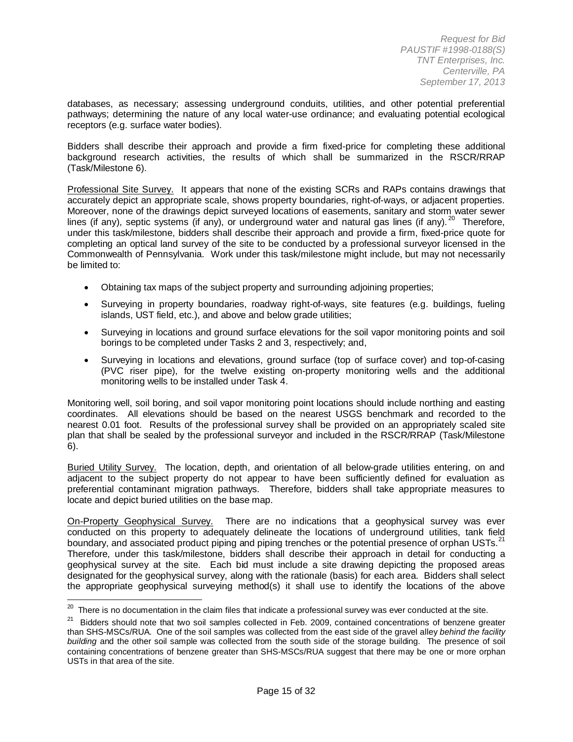databases, as necessary; assessing underground conduits, utilities, and other potential preferential pathways; determining the nature of any local water-use ordinance; and evaluating potential ecological receptors (e.g. surface water bodies).

Bidders shall describe their approach and provide a firm fixed-price for completing these additional background research activities, the results of which shall be summarized in the RSCR/RRAP (Task/Milestone 6).

Professional Site Survey. It appears that none of the existing SCRs and RAPs contains drawings that accurately depict an appropriate scale, shows property boundaries, right-of-ways, or adjacent properties. Moreover, none of the drawings depict surveyed locations of easements, sanitary and storm water sewer lines (if any), septic systems (if any), or underground water and natural gas lines (if any).[20] Therefore, under this task/milestone, bidders shall describe their approach and provide a firm, fixed-price quote for completing an optical land survey of the site to be conducted by a professional surveyor licensed in the Commonwealth of Pennsylvania. Work under this task/milestone might include, but may not necessarily be limited to:

- Obtaining tax maps of the subject property and surrounding adjoining properties;
- Surveying in property boundaries, roadway right-of-ways, site features (e.g. buildings, fueling islands, UST field, etc.), and above and below grade utilities;
- Surveying in locations and ground surface elevations for the soil vapor monitoring points and soil borings to be completed under Tasks 2 and 3, respectively; and,
- Surveying in locations and elevations, ground surface (top of surface cover) and top-of-casing (PVC riser pipe), for the twelve existing on-property monitoring wells and the additional monitoring wells to be installed under Task 4.

Monitoring well, soil boring, and soil vapor monitoring point locations should include northing and easting coordinates. All elevations should be based on the nearest USGS benchmark and recorded to the nearest 0.01 foot. Results of the professional survey shall be provided on an appropriately scaled site plan that shall be sealed by the professional surveyor and included in the RSCR/RRAP (Task/Milestone 6).

Buried Utility Survey. The location, depth, and orientation of all below-grade utilities entering, on and adjacent to the subject property do not appear to have been sufficiently defined for evaluation as preferential contaminant migration pathways. Therefore, bidders shall take appropriate measures to locate and depict buried utilities on the base map.

On-Property Geophysical Survey. There are no indications that a geophysical survey was ever conducted on this property to adequately delineate the locations of underground utilities, tank field boundary, and associated product piping and piping trenches or the potential presence of orphan USTs.[21] Therefore, under this task/milestone, bidders shall describe their approach in detail for conducting a geophysical survey at the site. Each bid must include a site drawing depicting the proposed areas designated for the geophysical survey, along with the rationale (basis) for each area. Bidders shall select the appropriate geophysical surveying method(s) it shall use to identify the locations of the above

---

[20] There is no documentation in the claim files that indicate a professional survey was ever conducted at the site.

[21] Bidders should note that two soil samples collected in Feb. 2009, contained concentrations of benzene greater than SHS-MSCs/RUA. One of the soil samples was collected from the east side of the gravel alley *behind the facility building* and the other soil sample was collected from the south side of the storage building. The presence of soil containing concentrations of benzene greater than SHS-MSCs/RUA suggest that there may be one or more orphan USTs in that area of the site.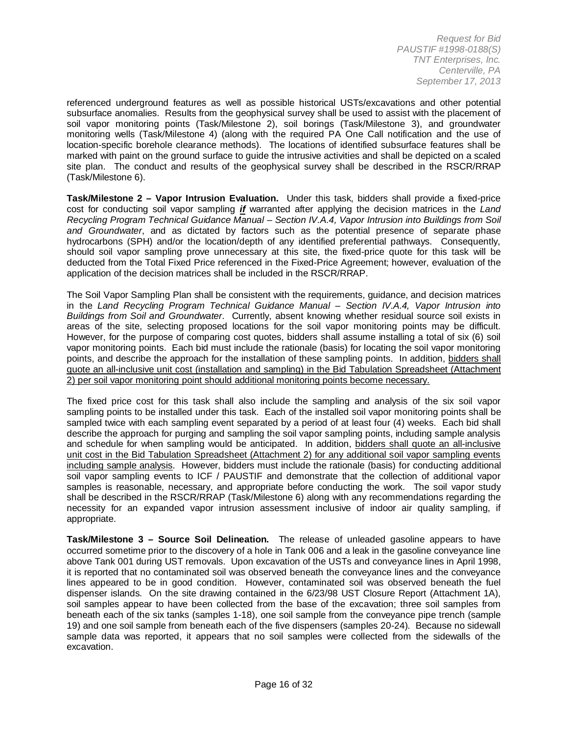referenced underground features as well as possible historical USTs/excavations and other potential subsurface anomalies. Results from the geophysical survey shall be used to assist with the placement of soil vapor monitoring points (Task/Milestone 2), soil borings (Task/Milestone 3), and groundwater monitoring wells (Task/Milestone 4) (along with the required PA One Call notification and the use of location-specific borehole clearance methods). The locations of identified subsurface features shall be marked with paint on the ground surface to guide the intrusive activities and shall be depicted on a scaled site plan. The conduct and results of the geophysical survey shall be described in the RSCR/RRAP (Task/Milestone 6).

**Task/Milestone 2 – Vapor Intrusion Evaluation.** Under this task, bidders shall provide a fixed-price cost for conducting soil vapor sampling ***if*** warranted after applying the decision matrices in the *Land Recycling Program Technical Guidance Manual – Section IV.A.4, Vapor Intrusion into Buildings from Soil and Groundwater*, and as dictated by factors such as the potential presence of separate phase hydrocarbons (SPH) and/or the location/depth of any identified preferential pathways. Consequently, should soil vapor sampling prove unnecessary at this site, the fixed-price quote for this task will be deducted from the Total Fixed Price referenced in the Fixed-Price Agreement; however, evaluation of the application of the decision matrices shall be included in the RSCR/RRAP.

The Soil Vapor Sampling Plan shall be consistent with the requirements, guidance, and decision matrices in the *Land Recycling Program Technical Guidance Manual – Section IV.A.4, Vapor Intrusion into Buildings from Soil and Groundwater*. Currently, absent knowing whether residual source soil exists in areas of the site, selecting proposed locations for the soil vapor monitoring points may be difficult. However, for the purpose of comparing cost quotes, bidders shall assume installing a total of six (6) soil vapor monitoring points. Each bid must include the rationale (basis) for locating the soil vapor monitoring points, and describe the approach for the installation of these sampling points. In addition, <u>bidders shall quote an all-inclusive unit cost (installation and sampling) in the Bid Tabulation Spreadsheet (Attachment 2) per soil vapor monitoring point should additional monitoring points become necessary.</u>

The fixed price cost for this task shall also include the sampling and analysis of the six soil vapor sampling points to be installed under this task. Each of the installed soil vapor monitoring points shall be sampled twice with each sampling event separated by a period of at least four (4) weeks. Each bid shall describe the approach for purging and sampling the soil vapor sampling points, including sample analysis and schedule for when sampling would be anticipated. In addition, <u>bidders shall quote an all-inclusive unit cost in the Bid Tabulation Spreadsheet (Attachment 2) for any additional soil vapor sampling events including sample analysis</u>. However, bidders must include the rationale (basis) for conducting additional soil vapor sampling events to ICF / PAUSTIF and demonstrate that the collection of additional vapor samples is reasonable, necessary, and appropriate before conducting the work. The soil vapor study shall be described in the RSCR/RRAP (Task/Milestone 6) along with any recommendations regarding the necessity for an expanded vapor intrusion assessment inclusive of indoor air quality sampling, if appropriate.

**Task/Milestone 3 – Source Soil Delineation.** The release of unleaded gasoline appears to have occurred sometime prior to the discovery of a hole in Tank 006 and a leak in the gasoline conveyance line above Tank 001 during UST removals. Upon excavation of the USTs and conveyance lines in April 1998, it is reported that no contaminated soil was observed beneath the conveyance lines and the conveyance lines appeared to be in good condition. However, contaminated soil was observed beneath the fuel dispenser islands. On the site drawing contained in the 6/23/98 UST Closure Report (Attachment 1A), soil samples appear to have been collected from the base of the excavation; three soil samples from beneath each of the six tanks (samples 1-18), one soil sample from the conveyance pipe trench (sample 19) and one soil sample from beneath each of the five dispensers (samples 20-24). Because no sidewall sample data was reported, it appears that no soil samples were collected from the sidewalls of the excavation.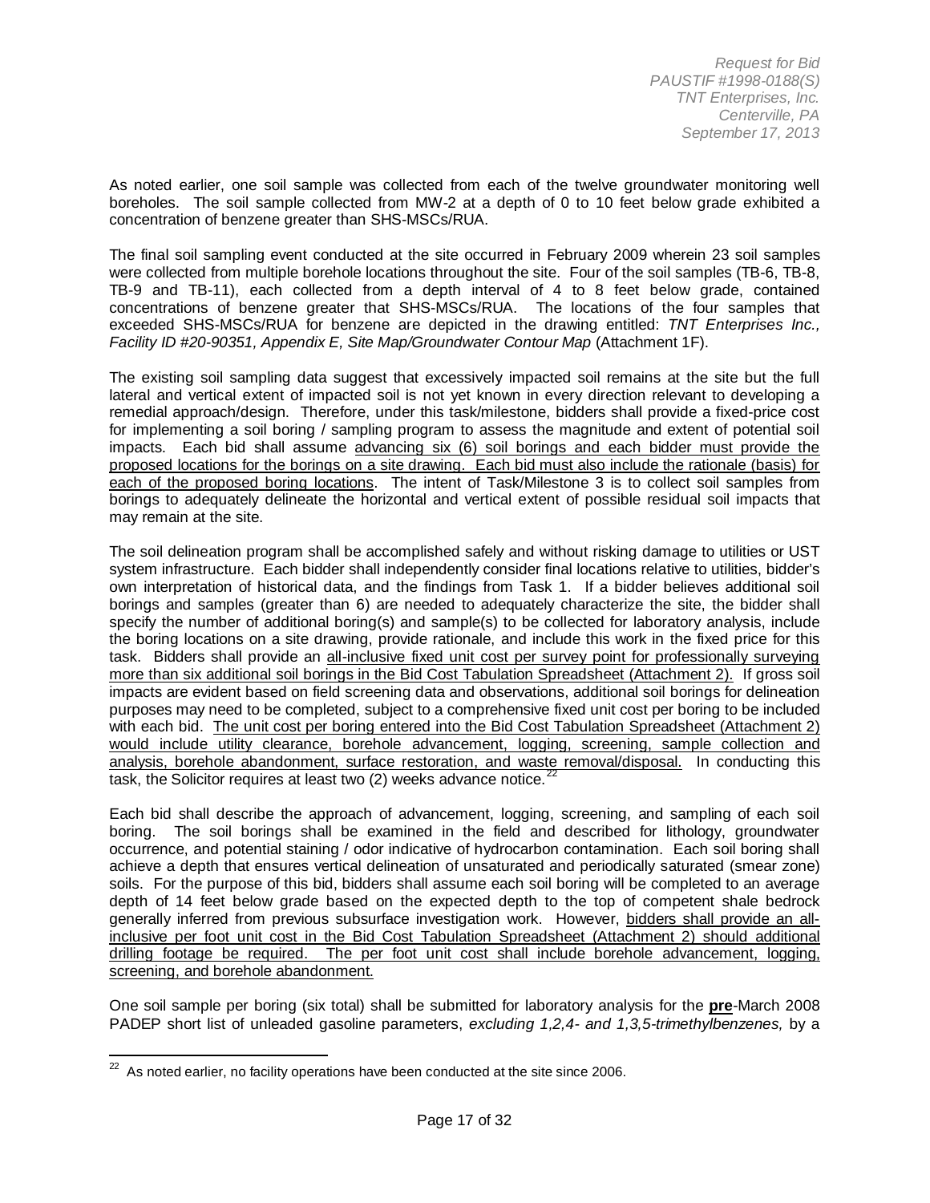As noted earlier, one soil sample was collected from each of the twelve groundwater monitoring well boreholes. The soil sample collected from MW-2 at a depth of 0 to 10 feet below grade exhibited a concentration of benzene greater than SHS-MSCs/RUA.

The final soil sampling event conducted at the site occurred in February 2009 wherein 23 soil samples were collected from multiple borehole locations throughout the site. Four of the soil samples (TB-6, TB-8, TB-9 and TB-11), each collected from a depth interval of 4 to 8 feet below grade, contained concentrations of benzene greater that SHS-MSCs/RUA. The locations of the four samples that exceeded SHS-MSCs/RUA for benzene are depicted in the drawing entitled: *TNT Enterprises Inc., Facility ID #20-90351, Appendix E, Site Map/Groundwater Contour Map* (Attachment 1F).

The existing soil sampling data suggest that excessively impacted soil remains at the site but the full lateral and vertical extent of impacted soil is not yet known in every direction relevant to developing a remedial approach/design. Therefore, under this task/milestone, bidders shall provide a fixed-price cost for implementing a soil boring / sampling program to assess the magnitude and extent of potential soil impacts. Each bid shall assume <u>advancing six (6) soil borings and each bidder must provide the proposed locations for the borings on a site drawing. Each bid must also include the rationale (basis) for each of the proposed boring locations</u>. The intent of Task/Milestone 3 is to collect soil samples from borings to adequately delineate the horizontal and vertical extent of possible residual soil impacts that may remain at the site.

The soil delineation program shall be accomplished safely and without risking damage to utilities or UST system infrastructure. Each bidder shall independently consider final locations relative to utilities, bidder's own interpretation of historical data, and the findings from Task 1. If a bidder believes additional soil borings and samples (greater than 6) are needed to adequately characterize the site, the bidder shall specify the number of additional boring(s) and sample(s) to be collected for laboratory analysis, include the boring locations on a site drawing, provide rationale, and include this work in the fixed price for this task. Bidders shall provide an <u>all-inclusive fixed unit cost per survey point for professionally surveying more than six additional soil borings in the Bid Cost Tabulation Spreadsheet (Attachment 2).</u> If gross soil impacts are evident based on field screening data and observations, additional soil borings for delineation purposes may need to be completed, subject to a comprehensive fixed unit cost per boring to be included with each bid. <u>The unit cost per boring entered into the Bid Cost Tabulation Spreadsheet (Attachment 2) would include utility clearance, borehole advancement, logging, screening, sample collection and analysis, borehole abandonment, surface restoration, and waste removal/disposal.</u> In conducting this task, the Solicitor requires at least two (2) weeks advance notice.[22]

Each bid shall describe the approach of advancement, logging, screening, and sampling of each soil boring. The soil borings shall be examined in the field and described for lithology, groundwater occurrence, and potential staining / odor indicative of hydrocarbon contamination. Each soil boring shall achieve a depth that ensures vertical delineation of unsaturated and periodically saturated (smear zone) soils. For the purpose of this bid, bidders shall assume each soil boring will be completed to an average depth of 14 feet below grade based on the expected depth to the top of competent shale bedrock generally inferred from previous subsurface investigation work. However, <u>bidders shall provide an all-inclusive per foot unit cost in the Bid Cost Tabulation Spreadsheet (Attachment 2) should additional drilling footage be required. The per foot unit cost shall include borehole advancement, logging, screening, and borehole abandonment.</u>

One soil sample per boring (six total) shall be submitted for laboratory analysis for the <u>**pre**</u>-March 2008 PADEP short list of unleaded gasoline parameters, *excluding 1,2,4- and 1,3,5-trimethylbenzenes,* by a

---

[22] As noted earlier, no facility operations have been conducted at the site since 2006.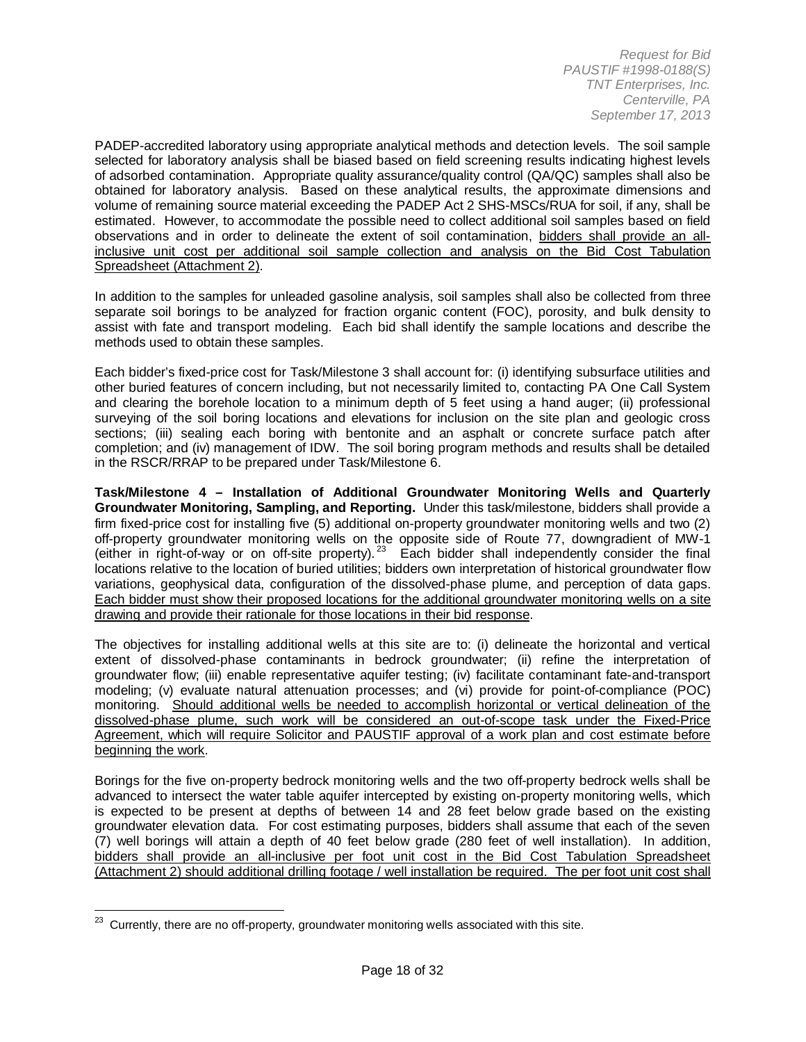PADEP-accredited laboratory using appropriate analytical methods and detection levels. The soil sample selected for laboratory analysis shall be biased based on field screening results indicating highest levels of adsorbed contamination. Appropriate quality assurance/quality control (QA/QC) samples shall also be obtained for laboratory analysis. Based on these analytical results, the approximate dimensions and volume of remaining source material exceeding the PADEP Act 2 SHS-MSCs/RUA for soil, if any, shall be estimated. However, to accommodate the possible need to collect additional soil samples based on field observations and in order to delineate the extent of soil contamination, <u>bidders shall provide an all-inclusive unit cost per additional soil sample collection and analysis on the Bid Cost Tabulation Spreadsheet (Attachment 2)</u>.

In addition to the samples for unleaded gasoline analysis, soil samples shall also be collected from three separate soil borings to be analyzed for fraction organic content (FOC), porosity, and bulk density to assist with fate and transport modeling. Each bid shall identify the sample locations and describe the methods used to obtain these samples.

Each bidder's fixed-price cost for Task/Milestone 3 shall account for: (i) identifying subsurface utilities and other buried features of concern including, but not necessarily limited to, contacting PA One Call System and clearing the borehole location to a minimum depth of 5 feet using a hand auger; (ii) professional surveying of the soil boring locations and elevations for inclusion on the site plan and geologic cross sections; (iii) sealing each boring with bentonite and an asphalt or concrete surface patch after completion; and (iv) management of IDW. The soil boring program methods and results shall be detailed in the RSCR/RRAP to be prepared under Task/Milestone 6.

**Task/Milestone 4 – Installation of Additional Groundwater Monitoring Wells and Quarterly Groundwater Monitoring, Sampling, and Reporting.** Under this task/milestone, bidders shall provide a firm fixed-price cost for installing five (5) additional on-property groundwater monitoring wells and two (2) off-property groundwater monitoring wells on the opposite side of Route 77, downgradient of MW-1 (either in right-of-way or on off-site property).[23] Each bidder shall independently consider the final locations relative to the location of buried utilities; bidders own interpretation of historical groundwater flow variations, geophysical data, configuration of the dissolved-phase plume, and perception of data gaps. <u>Each bidder must show their proposed locations for the additional groundwater monitoring wells on a site drawing and provide their rationale for those locations in their bid response</u>.

The objectives for installing additional wells at this site are to: (i) delineate the horizontal and vertical extent of dissolved-phase contaminants in bedrock groundwater; (ii) refine the interpretation of groundwater flow; (iii) enable representative aquifer testing; (iv) facilitate contaminant fate-and-transport modeling; (v) evaluate natural attenuation processes; and (vi) provide for point-of-compliance (POC) monitoring. <u>Should additional wells be needed to accomplish horizontal or vertical delineation of the dissolved-phase plume, such work will be considered an out-of-scope task under the Fixed-Price Agreement, which will require Solicitor and PAUSTIF approval of a work plan and cost estimate before beginning the work</u>.

Borings for the five on-property bedrock monitoring wells and the two off-property bedrock wells shall be advanced to intersect the water table aquifer intercepted by existing on-property monitoring wells, which is expected to be present at depths of between 14 and 28 feet below grade based on the existing groundwater elevation data. For cost estimating purposes, bidders shall assume that each of the seven (7) well borings will attain a depth of 40 feet below grade (280 feet of well installation). In addition, <u>bidders shall provide an all-inclusive per foot unit cost in the Bid Cost Tabulation Spreadsheet (Attachment 2) should additional drilling footage / well installation be required. The per foot unit cost shall</u>

[23] Currently, there are no off-property, groundwater monitoring wells associated with this site.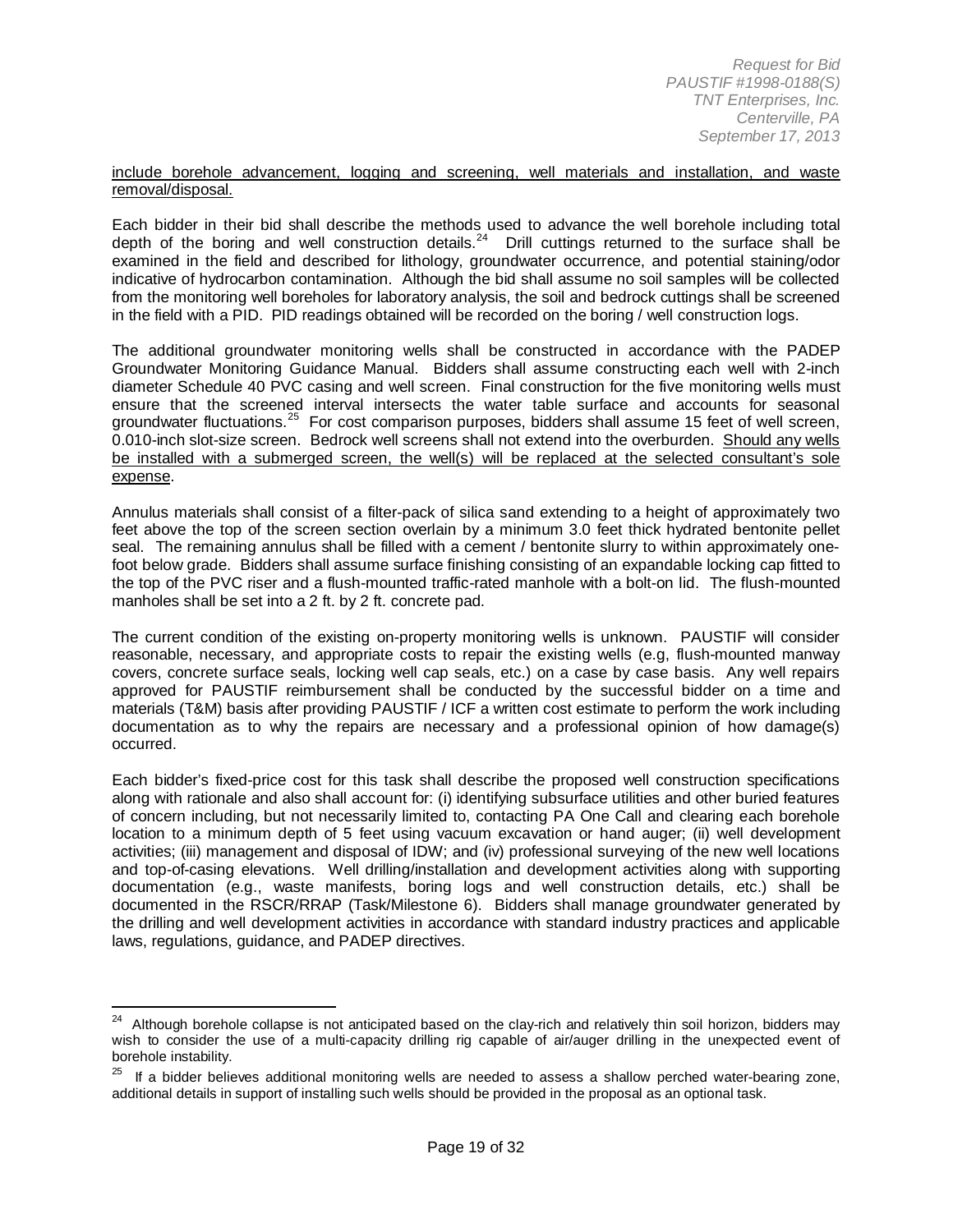<u>include borehole advancement, logging and screening, well materials and installation, and waste removal/disposal.</u>

Each bidder in their bid shall describe the methods used to advance the well borehole including total depth of the boring and well construction details.[24] Drill cuttings returned to the surface shall be examined in the field and described for lithology, groundwater occurrence, and potential staining/odor indicative of hydrocarbon contamination. Although the bid shall assume no soil samples will be collected from the monitoring well boreholes for laboratory analysis, the soil and bedrock cuttings shall be screened in the field with a PID. PID readings obtained will be recorded on the boring / well construction logs.

The additional groundwater monitoring wells shall be constructed in accordance with the PADEP Groundwater Monitoring Guidance Manual. Bidders shall assume constructing each well with 2-inch diameter Schedule 40 PVC casing and well screen. Final construction for the five monitoring wells must ensure that the screened interval intersects the water table surface and accounts for seasonal groundwater fluctuations.[25] For cost comparison purposes, bidders shall assume 15 feet of well screen, 0.010-inch slot-size screen. Bedrock well screens shall not extend into the overburden. <u>Should any wells be installed with a submerged screen, the well(s) will be replaced at the selected consultant's sole expense</u>.

Annulus materials shall consist of a filter-pack of silica sand extending to a height of approximately two feet above the top of the screen section overlain by a minimum 3.0 feet thick hydrated bentonite pellet seal. The remaining annulus shall be filled with a cement / bentonite slurry to within approximately one-foot below grade. Bidders shall assume surface finishing consisting of an expandable locking cap fitted to the top of the PVC riser and a flush-mounted traffic-rated manhole with a bolt-on lid. The flush-mounted manholes shall be set into a 2 ft. by 2 ft. concrete pad.

The current condition of the existing on-property monitoring wells is unknown. PAUSTIF will consider reasonable, necessary, and appropriate costs to repair the existing wells (e.g, flush-mounted manway covers, concrete surface seals, locking well cap seals, etc.) on a case by case basis. Any well repairs approved for PAUSTIF reimbursement shall be conducted by the successful bidder on a time and materials (T&M) basis after providing PAUSTIF / ICF a written cost estimate to perform the work including documentation as to why the repairs are necessary and a professional opinion of how damage(s) occurred.

Each bidder's fixed-price cost for this task shall describe the proposed well construction specifications along with rationale and also shall account for: (i) identifying subsurface utilities and other buried features of concern including, but not necessarily limited to, contacting PA One Call and clearing each borehole location to a minimum depth of 5 feet using vacuum excavation or hand auger; (ii) well development activities; (iii) management and disposal of IDW; and (iv) professional surveying of the new well locations and top-of-casing elevations. Well drilling/installation and development activities along with supporting documentation (e.g., waste manifests, boring logs and well construction details, etc.) shall be documented in the RSCR/RRAP (Task/Milestone 6). Bidders shall manage groundwater generated by the drilling and well development activities in accordance with standard industry practices and applicable laws, regulations, guidance, and PADEP directives.

---

[24] Although borehole collapse is not anticipated based on the clay-rich and relatively thin soil horizon, bidders may wish to consider the use of a multi-capacity drilling rig capable of air/auger drilling in the unexpected event of borehole instability.

[25] If a bidder believes additional monitoring wells are needed to assess a shallow perched water-bearing zone, additional details in support of installing such wells should be provided in the proposal as an optional task.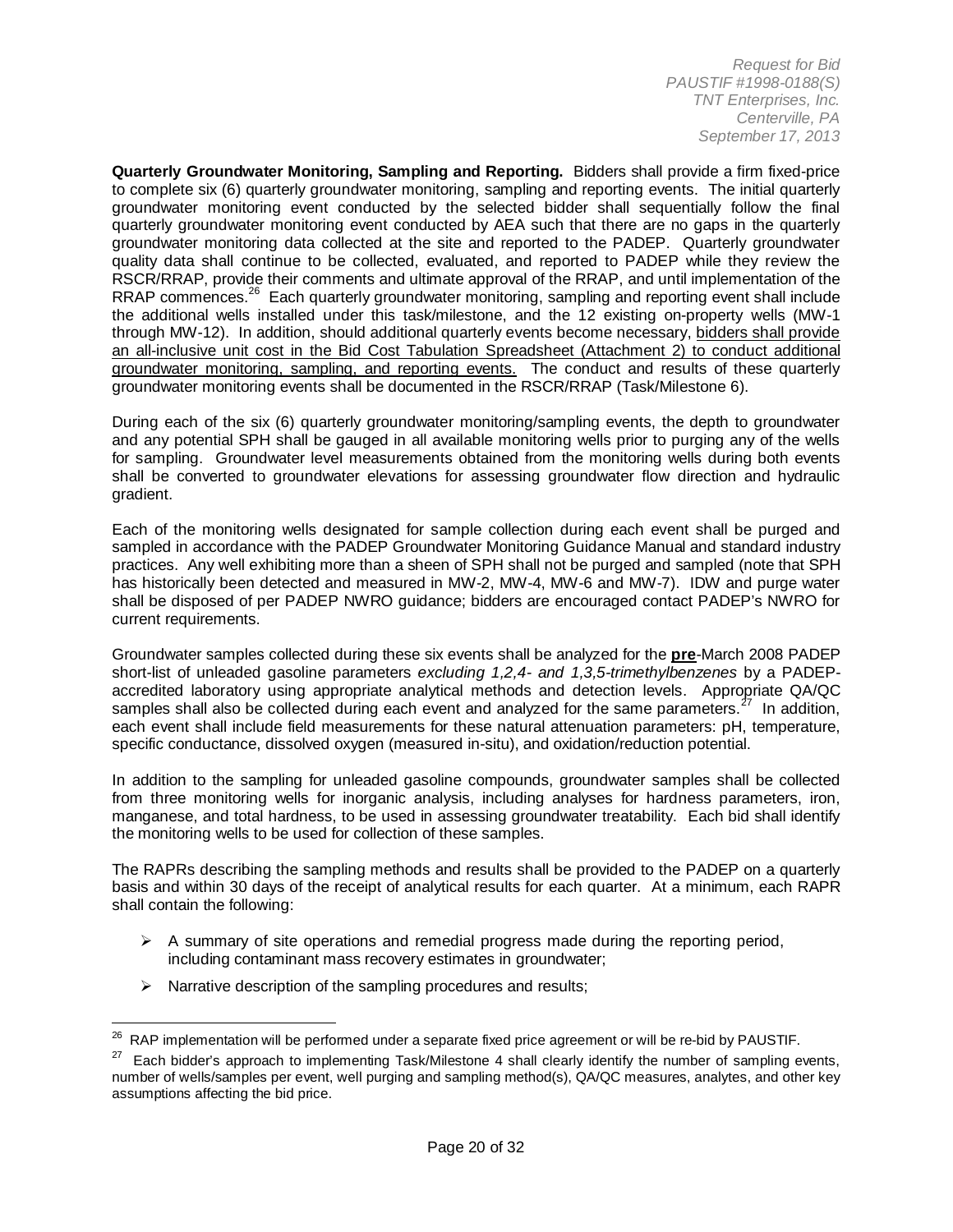**Quarterly Groundwater Monitoring, Sampling and Reporting.** Bidders shall provide a firm fixed-price to complete six (6) quarterly groundwater monitoring, sampling and reporting events. The initial quarterly groundwater monitoring event conducted by the selected bidder shall sequentially follow the final quarterly groundwater monitoring event conducted by AEA such that there are no gaps in the quarterly groundwater monitoring data collected at the site and reported to the PADEP. Quarterly groundwater quality data shall continue to be collected, evaluated, and reported to PADEP while they review the RSCR/RRAP, provide their comments and ultimate approval of the RRAP, and until implementation of the RRAP commences.[26] Each quarterly groundwater monitoring, sampling and reporting event shall include the additional wells installed under this task/milestone, and the 12 existing on-property wells (MW-1 through MW-12). In addition, should additional quarterly events become necessary, <u>bidders shall provide an all-inclusive unit cost in the Bid Cost Tabulation Spreadsheet (Attachment 2) to conduct additional groundwater monitoring, sampling, and reporting events.</u> The conduct and results of these quarterly groundwater monitoring events shall be documented in the RSCR/RRAP (Task/Milestone 6).

During each of the six (6) quarterly groundwater monitoring/sampling events, the depth to groundwater and any potential SPH shall be gauged in all available monitoring wells prior to purging any of the wells for sampling. Groundwater level measurements obtained from the monitoring wells during both events shall be converted to groundwater elevations for assessing groundwater flow direction and hydraulic gradient.

Each of the monitoring wells designated for sample collection during each event shall be purged and sampled in accordance with the PADEP Groundwater Monitoring Guidance Manual and standard industry practices. Any well exhibiting more than a sheen of SPH shall not be purged and sampled (note that SPH has historically been detected and measured in MW-2, MW-4, MW-6 and MW-7). IDW and purge water shall be disposed of per PADEP NWRO guidance; bidders are encouraged contact PADEP's NWRO for current requirements.

Groundwater samples collected during these six events shall be analyzed for the <u>**pre**</u>-March 2008 PADEP short-list of unleaded gasoline parameters *excluding 1,2,4- and 1,3,5-trimethylbenzenes* by a PADEP-accredited laboratory using appropriate analytical methods and detection levels. Appropriate QA/QC samples shall also be collected during each event and analyzed for the same parameters.[27] In addition, each event shall include field measurements for these natural attenuation parameters: pH, temperature, specific conductance, dissolved oxygen (measured in-situ), and oxidation/reduction potential.

In addition to the sampling for unleaded gasoline compounds, groundwater samples shall be collected from three monitoring wells for inorganic analysis, including analyses for hardness parameters, iron, manganese, and total hardness, to be used in assessing groundwater treatability. Each bid shall identify the monitoring wells to be used for collection of these samples.

The RAPRs describing the sampling methods and results shall be provided to the PADEP on a quarterly basis and within 30 days of the receipt of analytical results for each quarter. At a minimum, each RAPR shall contain the following:

- A summary of site operations and remedial progress made during the reporting period, including contaminant mass recovery estimates in groundwater;
- Narrative description of the sampling procedures and results;

---

[26] RAP implementation will be performed under a separate fixed price agreement or will be re-bid by PAUSTIF.

[27] Each bidder's approach to implementing Task/Milestone 4 shall clearly identify the number of sampling events, number of wells/samples per event, well purging and sampling method(s), QA/QC measures, analytes, and other key assumptions affecting the bid price.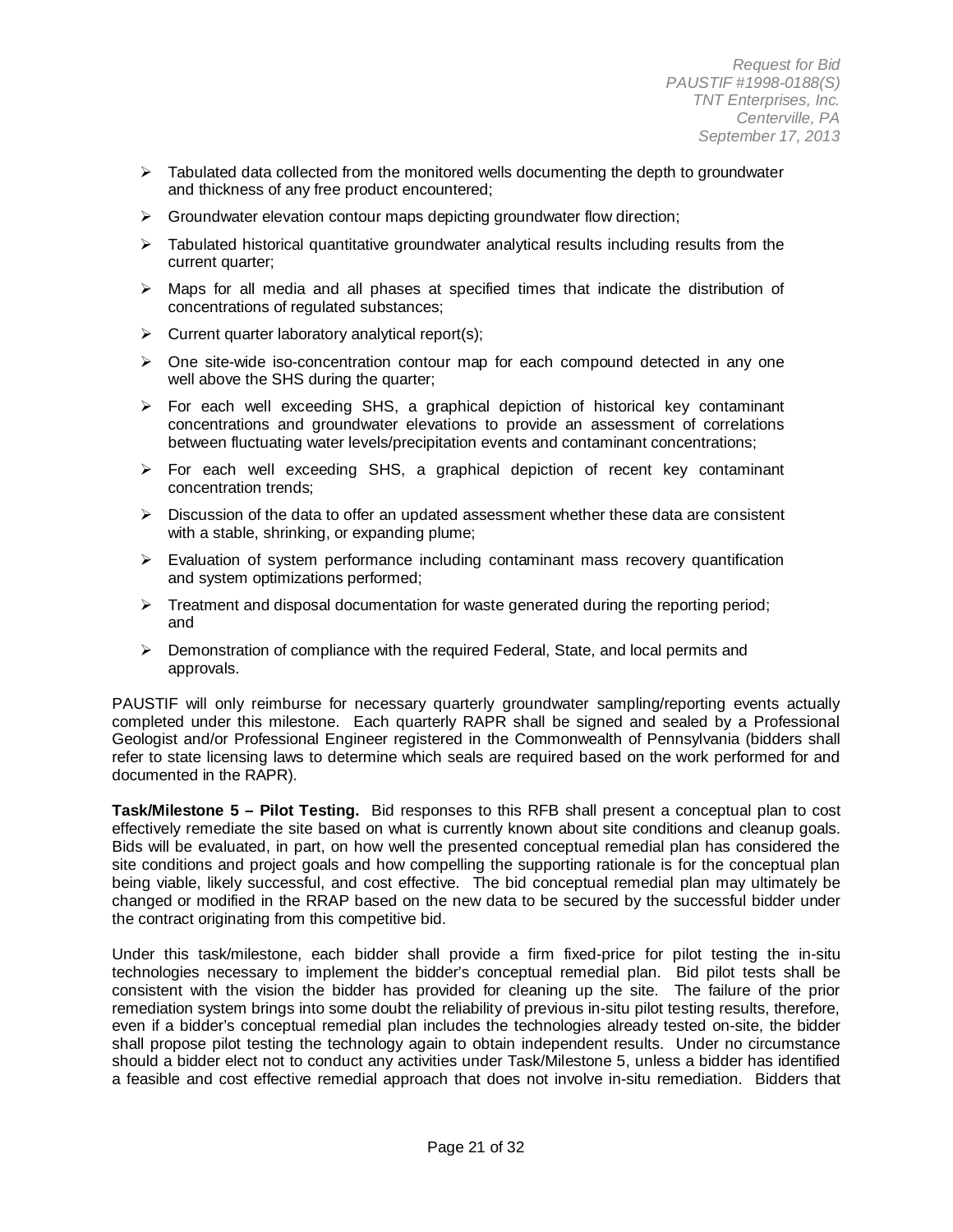- Tabulated data collected from the monitored wells documenting the depth to groundwater and thickness of any free product encountered;
- Groundwater elevation contour maps depicting groundwater flow direction;
- Tabulated historical quantitative groundwater analytical results including results from the current quarter;
- Maps for all media and all phases at specified times that indicate the distribution of concentrations of regulated substances;
- Current quarter laboratory analytical report(s);
- One site-wide iso-concentration contour map for each compound detected in any one well above the SHS during the quarter;
- For each well exceeding SHS, a graphical depiction of historical key contaminant concentrations and groundwater elevations to provide an assessment of correlations between fluctuating water levels/precipitation events and contaminant concentrations;
- For each well exceeding SHS, a graphical depiction of recent key contaminant concentration trends;
- Discussion of the data to offer an updated assessment whether these data are consistent with a stable, shrinking, or expanding plume;
- Evaluation of system performance including contaminant mass recovery quantification and system optimizations performed;
- Treatment and disposal documentation for waste generated during the reporting period; and
- Demonstration of compliance with the required Federal, State, and local permits and approvals.

PAUSTIF will only reimburse for necessary quarterly groundwater sampling/reporting events actually completed under this milestone. Each quarterly RAPR shall be signed and sealed by a Professional Geologist and/or Professional Engineer registered in the Commonwealth of Pennsylvania (bidders shall refer to state licensing laws to determine which seals are required based on the work performed for and documented in the RAPR).

**Task/Milestone 5 – Pilot Testing.** Bid responses to this RFB shall present a conceptual plan to cost effectively remediate the site based on what is currently known about site conditions and cleanup goals. Bids will be evaluated, in part, on how well the presented conceptual remedial plan has considered the site conditions and project goals and how compelling the supporting rationale is for the conceptual plan being viable, likely successful, and cost effective. The bid conceptual remedial plan may ultimately be changed or modified in the RRAP based on the new data to be secured by the successful bidder under the contract originating from this competitive bid.

Under this task/milestone, each bidder shall provide a firm fixed-price for pilot testing the in-situ technologies necessary to implement the bidder's conceptual remedial plan. Bid pilot tests shall be consistent with the vision the bidder has provided for cleaning up the site. The failure of the prior remediation system brings into some doubt the reliability of previous in-situ pilot testing results, therefore, even if a bidder's conceptual remedial plan includes the technologies already tested on-site, the bidder shall propose pilot testing the technology again to obtain independent results. Under no circumstance should a bidder elect not to conduct any activities under Task/Milestone 5, unless a bidder has identified a feasible and cost effective remedial approach that does not involve in-situ remediation. Bidders that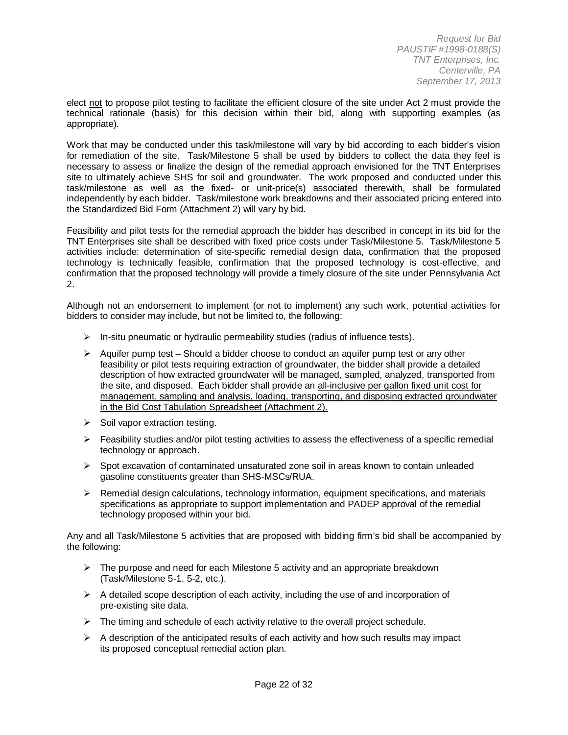elect not to propose pilot testing to facilitate the efficient closure of the site under Act 2 must provide the technical rationale (basis) for this decision within their bid, along with supporting examples (as appropriate).

Work that may be conducted under this task/milestone will vary by bid according to each bidder's vision for remediation of the site. Task/Milestone 5 shall be used by bidders to collect the data they feel is necessary to assess or finalize the design of the remedial approach envisioned for the TNT Enterprises site to ultimately achieve SHS for soil and groundwater. The work proposed and conducted under this task/milestone as well as the fixed- or unit-price(s) associated therewith, shall be formulated independently by each bidder. Task/milestone work breakdowns and their associated pricing entered into the Standardized Bid Form (Attachment 2) will vary by bid.

Feasibility and pilot tests for the remedial approach the bidder has described in concept in its bid for the TNT Enterprises site shall be described with fixed price costs under Task/Milestone 5. Task/Milestone 5 activities include: determination of site-specific remedial design data, confirmation that the proposed technology is technically feasible, confirmation that the proposed technology is cost-effective, and confirmation that the proposed technology will provide a timely closure of the site under Pennsylvania Act 2.

Although not an endorsement to implement (or not to implement) any such work, potential activities for bidders to consider may include, but not be limited to, the following:

- In-situ pneumatic or hydraulic permeability studies (radius of influence tests).
- Aquifer pump test – Should a bidder choose to conduct an aquifer pump test or any other feasibility or pilot tests requiring extraction of groundwater, the bidder shall provide a detailed description of how extracted groundwater will be managed, sampled, analyzed, transported from the site, and disposed. Each bidder shall provide an all-inclusive per gallon fixed unit cost for management, sampling and analysis, loading, transporting, and disposing extracted groundwater in the Bid Cost Tabulation Spreadsheet (Attachment 2).
- Soil vapor extraction testing.
- Feasibility studies and/or pilot testing activities to assess the effectiveness of a specific remedial technology or approach.
- Spot excavation of contaminated unsaturated zone soil in areas known to contain unleaded gasoline constituents greater than SHS-MSCs/RUA.
- Remedial design calculations, technology information, equipment specifications, and materials specifications as appropriate to support implementation and PADEP approval of the remedial technology proposed within your bid.

Any and all Task/Milestone 5 activities that are proposed with bidding firm's bid shall be accompanied by the following:

- The purpose and need for each Milestone 5 activity and an appropriate breakdown (Task/Milestone 5-1, 5-2, etc.).
- A detailed scope description of each activity, including the use of and incorporation of pre-existing site data.
- The timing and schedule of each activity relative to the overall project schedule.
- A description of the anticipated results of each activity and how such results may impact its proposed conceptual remedial action plan.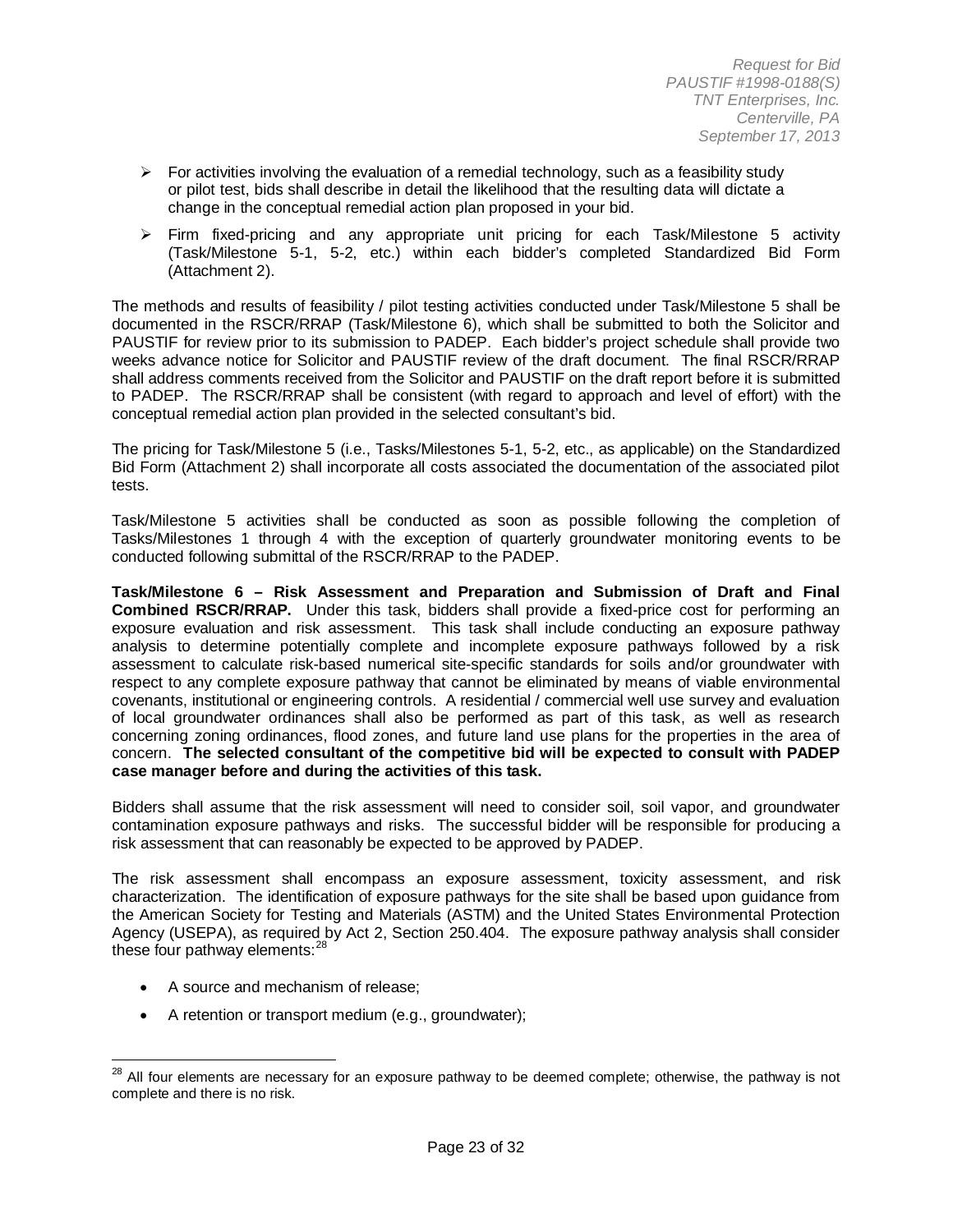- For activities involving the evaluation of a remedial technology, such as a feasibility study or pilot test, bids shall describe in detail the likelihood that the resulting data will dictate a change in the conceptual remedial action plan proposed in your bid.
- Firm fixed-pricing and any appropriate unit pricing for each Task/Milestone 5 activity (Task/Milestone 5-1, 5-2, etc.) within each bidder's completed Standardized Bid Form (Attachment 2).

The methods and results of feasibility / pilot testing activities conducted under Task/Milestone 5 shall be documented in the RSCR/RRAP (Task/Milestone 6), which shall be submitted to both the Solicitor and PAUSTIF for review prior to its submission to PADEP. Each bidder's project schedule shall provide two weeks advance notice for Solicitor and PAUSTIF review of the draft document. The final RSCR/RRAP shall address comments received from the Solicitor and PAUSTIF on the draft report before it is submitted to PADEP. The RSCR/RRAP shall be consistent (with regard to approach and level of effort) with the conceptual remedial action plan provided in the selected consultant's bid.

The pricing for Task/Milestone 5 (i.e., Tasks/Milestones 5-1, 5-2, etc., as applicable) on the Standardized Bid Form (Attachment 2) shall incorporate all costs associated the documentation of the associated pilot tests.

Task/Milestone 5 activities shall be conducted as soon as possible following the completion of Tasks/Milestones 1 through 4 with the exception of quarterly groundwater monitoring events to be conducted following submittal of the RSCR/RRAP to the PADEP.

**Task/Milestone 6 – Risk Assessment and Preparation and Submission of Draft and Final Combined RSCR/RRAP.** Under this task, bidders shall provide a fixed-price cost for performing an exposure evaluation and risk assessment. This task shall include conducting an exposure pathway analysis to determine potentially complete and incomplete exposure pathways followed by a risk assessment to calculate risk-based numerical site-specific standards for soils and/or groundwater with respect to any complete exposure pathway that cannot be eliminated by means of viable environmental covenants, institutional or engineering controls. A residential / commercial well use survey and evaluation of local groundwater ordinances shall also be performed as part of this task, as well as research concerning zoning ordinances, flood zones, and future land use plans for the properties in the area of concern. **The selected consultant of the competitive bid will be expected to consult with PADEP case manager before and during the activities of this task.**

Bidders shall assume that the risk assessment will need to consider soil, soil vapor, and groundwater contamination exposure pathways and risks. The successful bidder will be responsible for producing a risk assessment that can reasonably be expected to be approved by PADEP.

The risk assessment shall encompass an exposure assessment, toxicity assessment, and risk characterization. The identification of exposure pathways for the site shall be based upon guidance from the American Society for Testing and Materials (ASTM) and the United States Environmental Protection Agency (USEPA), as required by Act 2, Section 250.404. The exposure pathway analysis shall consider these four pathway elements:[28]

- A source and mechanism of release;
- A retention or transport medium (e.g., groundwater);

[28] All four elements are necessary for an exposure pathway to be deemed complete; otherwise, the pathway is not complete and there is no risk.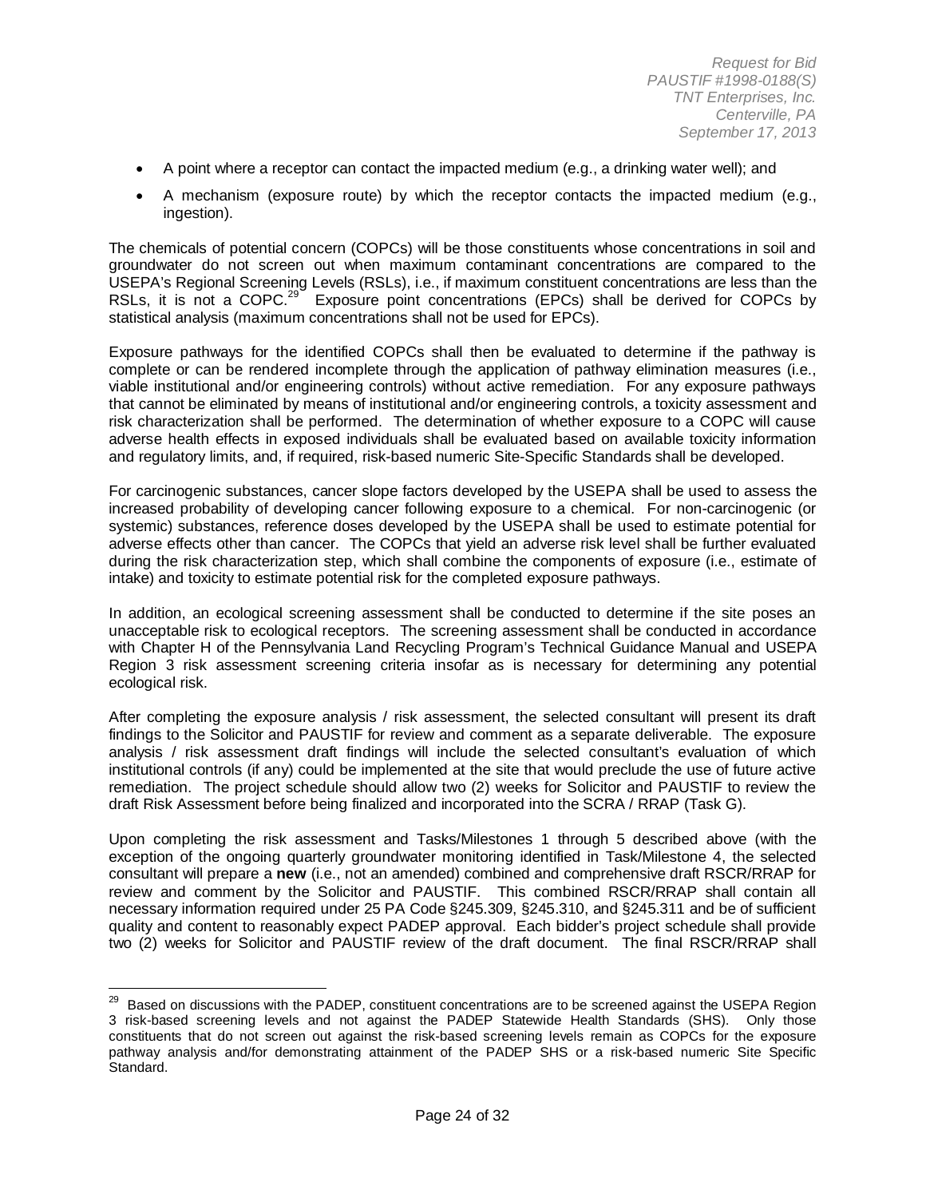- A point where a receptor can contact the impacted medium (e.g., a drinking water well); and
- A mechanism (exposure route) by which the receptor contacts the impacted medium (e.g., ingestion).

The chemicals of potential concern (COPCs) will be those constituents whose concentrations in soil and groundwater do not screen out when maximum contaminant concentrations are compared to the USEPA's Regional Screening Levels (RSLs), i.e., if maximum constituent concentrations are less than the RSLs, it is not a COPC.[29] Exposure point concentrations (EPCs) shall be derived for COPCs by statistical analysis (maximum concentrations shall not be used for EPCs).

Exposure pathways for the identified COPCs shall then be evaluated to determine if the pathway is complete or can be rendered incomplete through the application of pathway elimination measures (i.e., viable institutional and/or engineering controls) without active remediation. For any exposure pathways that cannot be eliminated by means of institutional and/or engineering controls, a toxicity assessment and risk characterization shall be performed. The determination of whether exposure to a COPC will cause adverse health effects in exposed individuals shall be evaluated based on available toxicity information and regulatory limits, and, if required, risk-based numeric Site-Specific Standards shall be developed.

For carcinogenic substances, cancer slope factors developed by the USEPA shall be used to assess the increased probability of developing cancer following exposure to a chemical. For non-carcinogenic (or systemic) substances, reference doses developed by the USEPA shall be used to estimate potential for adverse effects other than cancer. The COPCs that yield an adverse risk level shall be further evaluated during the risk characterization step, which shall combine the components of exposure (i.e., estimate of intake) and toxicity to estimate potential risk for the completed exposure pathways.

In addition, an ecological screening assessment shall be conducted to determine if the site poses an unacceptable risk to ecological receptors. The screening assessment shall be conducted in accordance with Chapter H of the Pennsylvania Land Recycling Program's Technical Guidance Manual and USEPA Region 3 risk assessment screening criteria insofar as is necessary for determining any potential ecological risk.

After completing the exposure analysis / risk assessment, the selected consultant will present its draft findings to the Solicitor and PAUSTIF for review and comment as a separate deliverable. The exposure analysis / risk assessment draft findings will include the selected consultant's evaluation of which institutional controls (if any) could be implemented at the site that would preclude the use of future active remediation. The project schedule should allow two (2) weeks for Solicitor and PAUSTIF to review the draft Risk Assessment before being finalized and incorporated into the SCRA / RRAP (Task G).

Upon completing the risk assessment and Tasks/Milestones 1 through 5 described above (with the exception of the ongoing quarterly groundwater monitoring identified in Task/Milestone 4, the selected consultant will prepare a **new** (i.e., not an amended) combined and comprehensive draft RSCR/RRAP for review and comment by the Solicitor and PAUSTIF. This combined RSCR/RRAP shall contain all necessary information required under 25 PA Code §245.309, §245.310, and §245.311 and be of sufficient quality and content to reasonably expect PADEP approval. Each bidder's project schedule shall provide two (2) weeks for Solicitor and PAUSTIF review of the draft document. The final RSCR/RRAP shall

---

[29] Based on discussions with the PADEP, constituent concentrations are to be screened against the USEPA Region 3 risk-based screening levels and not against the PADEP Statewide Health Standards (SHS). Only those constituents that do not screen out against the risk-based screening levels remain as COPCs for the exposure pathway analysis and/for demonstrating attainment of the PADEP SHS or a risk-based numeric Site Specific Standard.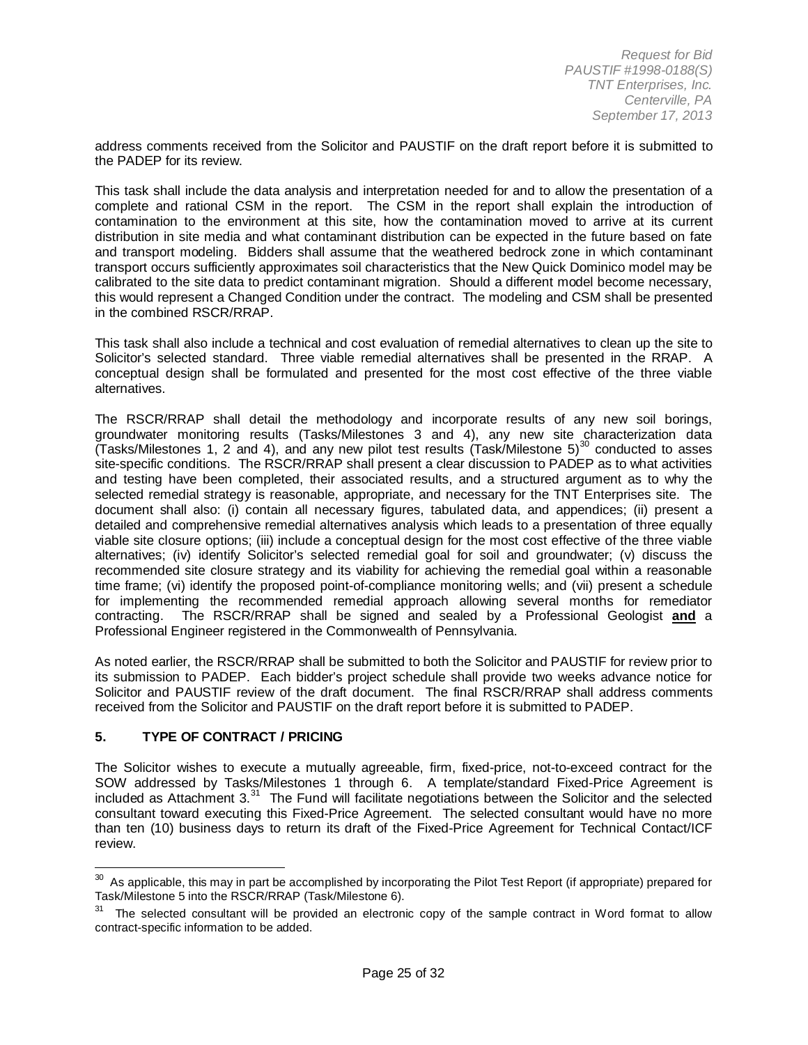address comments received from the Solicitor and PAUSTIF on the draft report before it is submitted to the PADEP for its review.

This task shall include the data analysis and interpretation needed for and to allow the presentation of a complete and rational CSM in the report. The CSM in the report shall explain the introduction of contamination to the environment at this site, how the contamination moved to arrive at its current distribution in site media and what contaminant distribution can be expected in the future based on fate and transport modeling. Bidders shall assume that the weathered bedrock zone in which contaminant transport occurs sufficiently approximates soil characteristics that the New Quick Dominico model may be calibrated to the site data to predict contaminant migration. Should a different model become necessary, this would represent a Changed Condition under the contract. The modeling and CSM shall be presented in the combined RSCR/RRAP.

This task shall also include a technical and cost evaluation of remedial alternatives to clean up the site to Solicitor's selected standard. Three viable remedial alternatives shall be presented in the RRAP. A conceptual design shall be formulated and presented for the most cost effective of the three viable alternatives.

The RSCR/RRAP shall detail the methodology and incorporate results of any new soil borings, groundwater monitoring results (Tasks/Milestones 3 and 4), any new site characterization data (Tasks/Milestones 1, 2 and 4), and any new pilot test results (Task/Milestone 5)[30] conducted to asses site-specific conditions. The RSCR/RRAP shall present a clear discussion to PADEP as to what activities and testing have been completed, their associated results, and a structured argument as to why the selected remedial strategy is reasonable, appropriate, and necessary for the TNT Enterprises site. The document shall also: (i) contain all necessary figures, tabulated data, and appendices; (ii) present a detailed and comprehensive remedial alternatives analysis which leads to a presentation of three equally viable site closure options; (iii) include a conceptual design for the most cost effective of the three viable alternatives; (iv) identify Solicitor's selected remedial goal for soil and groundwater; (v) discuss the recommended site closure strategy and its viability for achieving the remedial goal within a reasonable time frame; (vi) identify the proposed point-of-compliance monitoring wells; and (vii) present a schedule for implementing the recommended remedial approach allowing several months for remediator contracting. The RSCR/RRAP shall be signed and sealed by a Professional Geologist **and** a Professional Engineer registered in the Commonwealth of Pennsylvania.

As noted earlier, the RSCR/RRAP shall be submitted to both the Solicitor and PAUSTIF for review prior to its submission to PADEP. Each bidder's project schedule shall provide two weeks advance notice for Solicitor and PAUSTIF review of the draft document. The final RSCR/RRAP shall address comments received from the Solicitor and PAUSTIF on the draft report before it is submitted to PADEP.

## 5. TYPE OF CONTRACT / PRICING

The Solicitor wishes to execute a mutually agreeable, firm, fixed-price, not-to-exceed contract for the SOW addressed by Tasks/Milestones 1 through 6. A template/standard Fixed-Price Agreement is included as Attachment 3.[31] The Fund will facilitate negotiations between the Solicitor and the selected consultant toward executing this Fixed-Price Agreement. The selected consultant would have no more than ten (10) business days to return its draft of the Fixed-Price Agreement for Technical Contact/ICF review.

---

[30] As applicable, this may in part be accomplished by incorporating the Pilot Test Report (if appropriate) prepared for Task/Milestone 5 into the RSCR/RRAP (Task/Milestone 6).

[31] The selected consultant will be provided an electronic copy of the sample contract in Word format to allow contract-specific information to be added.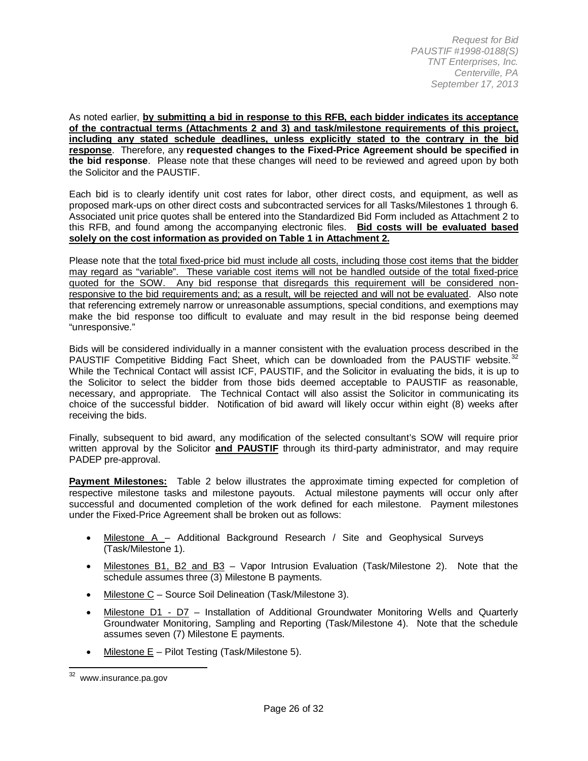As noted earlier, **by submitting a bid in response to this RFB, each bidder indicates its acceptance of the contractual terms (Attachments 2 and 3) and task/milestone requirements of this project, including any stated schedule deadlines, unless explicitly stated to the contrary in the bid response**. Therefore, any **requested changes to the Fixed-Price Agreement should be specified in the bid response**. Please note that these changes will need to be reviewed and agreed upon by both the Solicitor and the PAUSTIF.

Each bid is to clearly identify unit cost rates for labor, other direct costs, and equipment, as well as proposed mark-ups on other direct costs and subcontracted services for all Tasks/Milestones 1 through 6. Associated unit price quotes shall be entered into the Standardized Bid Form included as Attachment 2 to this RFB, and found among the accompanying electronic files. **Bid costs will be evaluated based solely on the cost information as provided on Table 1 in Attachment 2.**

Please note that the total fixed-price bid must include all costs, including those cost items that the bidder may regard as "variable". These variable cost items will not be handled outside of the total fixed-price quoted for the SOW. Any bid response that disregards this requirement will be considered non-responsive to the bid requirements and; as a result, will be rejected and will not be evaluated. Also note that referencing extremely narrow or unreasonable assumptions, special conditions, and exemptions may make the bid response too difficult to evaluate and may result in the bid response being deemed "unresponsive."

Bids will be considered individually in a manner consistent with the evaluation process described in the PAUSTIF Competitive Bidding Fact Sheet, which can be downloaded from the PAUSTIF website.[32] While the Technical Contact will assist ICF, PAUSTIF, and the Solicitor in evaluating the bids, it is up to the Solicitor to select the bidder from those bids deemed acceptable to PAUSTIF as reasonable, necessary, and appropriate. The Technical Contact will also assist the Solicitor in communicating its choice of the successful bidder. Notification of bid award will likely occur within eight (8) weeks after receiving the bids.

Finally, subsequent to bid award, any modification of the selected consultant's SOW will require prior written approval by the Solicitor **and PAUSTIF** through its third-party administrator, and may require PADEP pre-approval.

**Payment Milestones:** Table 2 below illustrates the approximate timing expected for completion of respective milestone tasks and milestone payouts. Actual milestone payments will occur only after successful and documented completion of the work defined for each milestone. Payment milestones under the Fixed-Price Agreement shall be broken out as follows:

- Milestone A – Additional Background Research / Site and Geophysical Surveys (Task/Milestone 1).
- Milestones B1, B2 and B3 – Vapor Intrusion Evaluation (Task/Milestone 2). Note that the schedule assumes three (3) Milestone B payments.
- Milestone C – Source Soil Delineation (Task/Milestone 3).
- Milestone D1 - D7 – Installation of Additional Groundwater Monitoring Wells and Quarterly Groundwater Monitoring, Sampling and Reporting (Task/Milestone 4). Note that the schedule assumes seven (7) Milestone E payments.
- Milestone E – Pilot Testing (Task/Milestone 5).

[32] www.insurance.pa.gov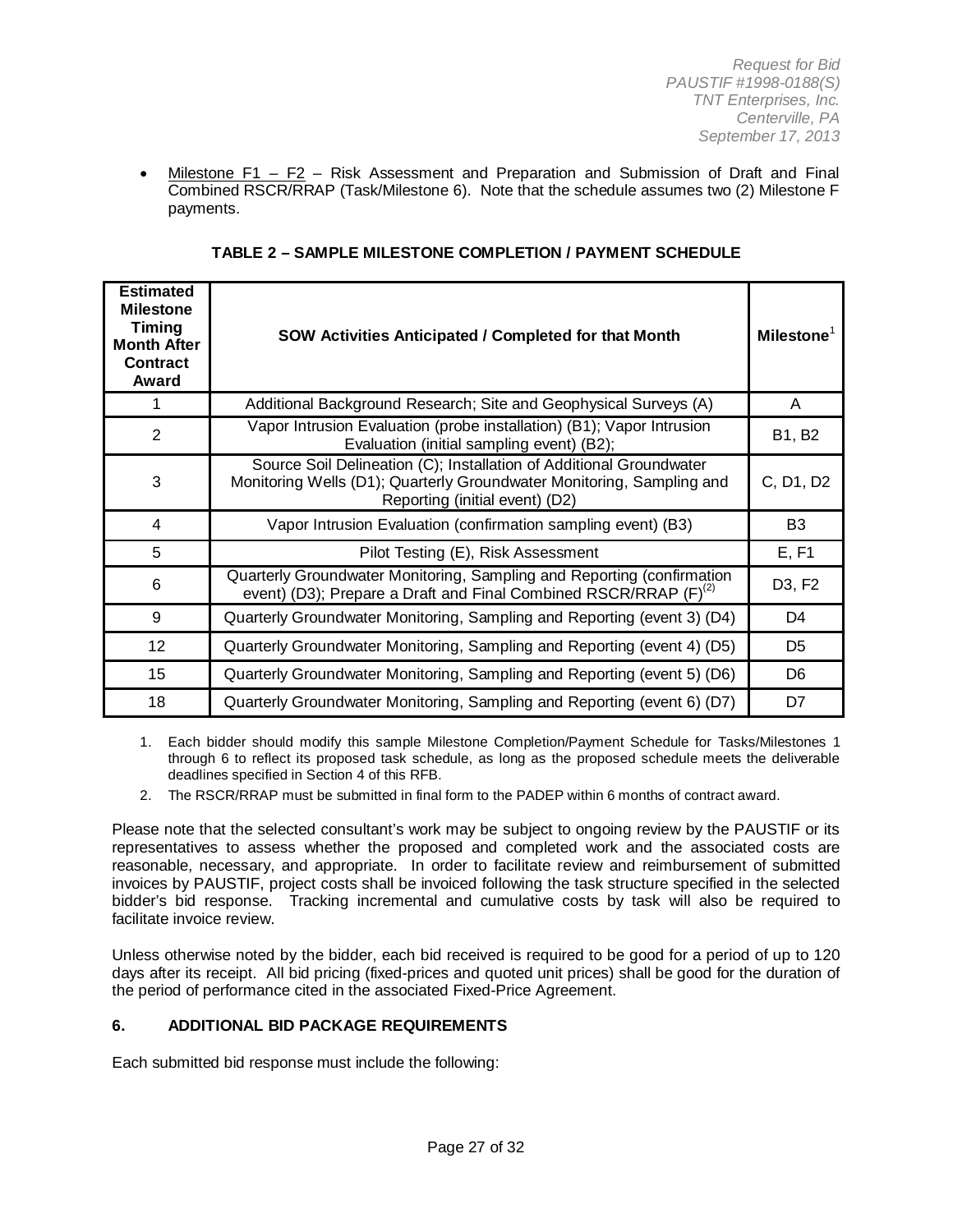- Milestone F1 – F2 – Risk Assessment and Preparation and Submission of Draft and Final Combined RSCR/RRAP (Task/Milestone 6). Note that the schedule assumes two (2) Milestone F payments.

**TABLE 2 – SAMPLE MILESTONE COMPLETION / PAYMENT SCHEDULE**

| Estimated Milestone Timing Month After Contract Award | SOW Activities Anticipated / Completed for that Month | Milestone[1] |
|---|---|---|
| 1 | Additional Background Research; Site and Geophysical Surveys (A) | A |
| 2 | Vapor Intrusion Evaluation (probe installation) (B1); Vapor Intrusion Evaluation (initial sampling event) (B2); | B1, B2 |
| 3 | Source Soil Delineation (C); Installation of Additional Groundwater Monitoring Wells (D1); Quarterly Groundwater Monitoring, Sampling and Reporting (initial event) (D2) | C, D1, D2 |
| 4 | Vapor Intrusion Evaluation (confirmation sampling event) (B3) | B3 |
| 5 | Pilot Testing (E), Risk Assessment | E, F1 |
| 6 | Quarterly Groundwater Monitoring, Sampling and Reporting (confirmation event) (D3); Prepare a Draft and Final Combined RSCR/RRAP (F)[(2)] | D3, F2 |
| 9 | Quarterly Groundwater Monitoring, Sampling and Reporting (event 3) (D4) | D4 |
| 12 | Quarterly Groundwater Monitoring, Sampling and Reporting (event 4) (D5) | D5 |
| 15 | Quarterly Groundwater Monitoring, Sampling and Reporting (event 5) (D6) | D6 |
| 18 | Quarterly Groundwater Monitoring, Sampling and Reporting (event 6) (D7) | D7 |

1. Each bidder should modify this sample Milestone Completion/Payment Schedule for Tasks/Milestones 1 through 6 to reflect its proposed task schedule, as long as the proposed schedule meets the deliverable deadlines specified in Section 4 of this RFB.
2. The RSCR/RRAP must be submitted in final form to the PADEP within 6 months of contract award.

Please note that the selected consultant's work may be subject to ongoing review by the PAUSTIF or its representatives to assess whether the proposed and completed work and the associated costs are reasonable, necessary, and appropriate. In order to facilitate review and reimbursement of submitted invoices by PAUSTIF, project costs shall be invoiced following the task structure specified in the selected bidder's bid response. Tracking incremental and cumulative costs by task will also be required to facilitate invoice review.

Unless otherwise noted by the bidder, each bid received is required to be good for a period of up to 120 days after its receipt. All bid pricing (fixed-prices and quoted unit prices) shall be good for the duration of the period of performance cited in the associated Fixed-Price Agreement.

## 6. ADDITIONAL BID PACKAGE REQUIREMENTS

Each submitted bid response must include the following: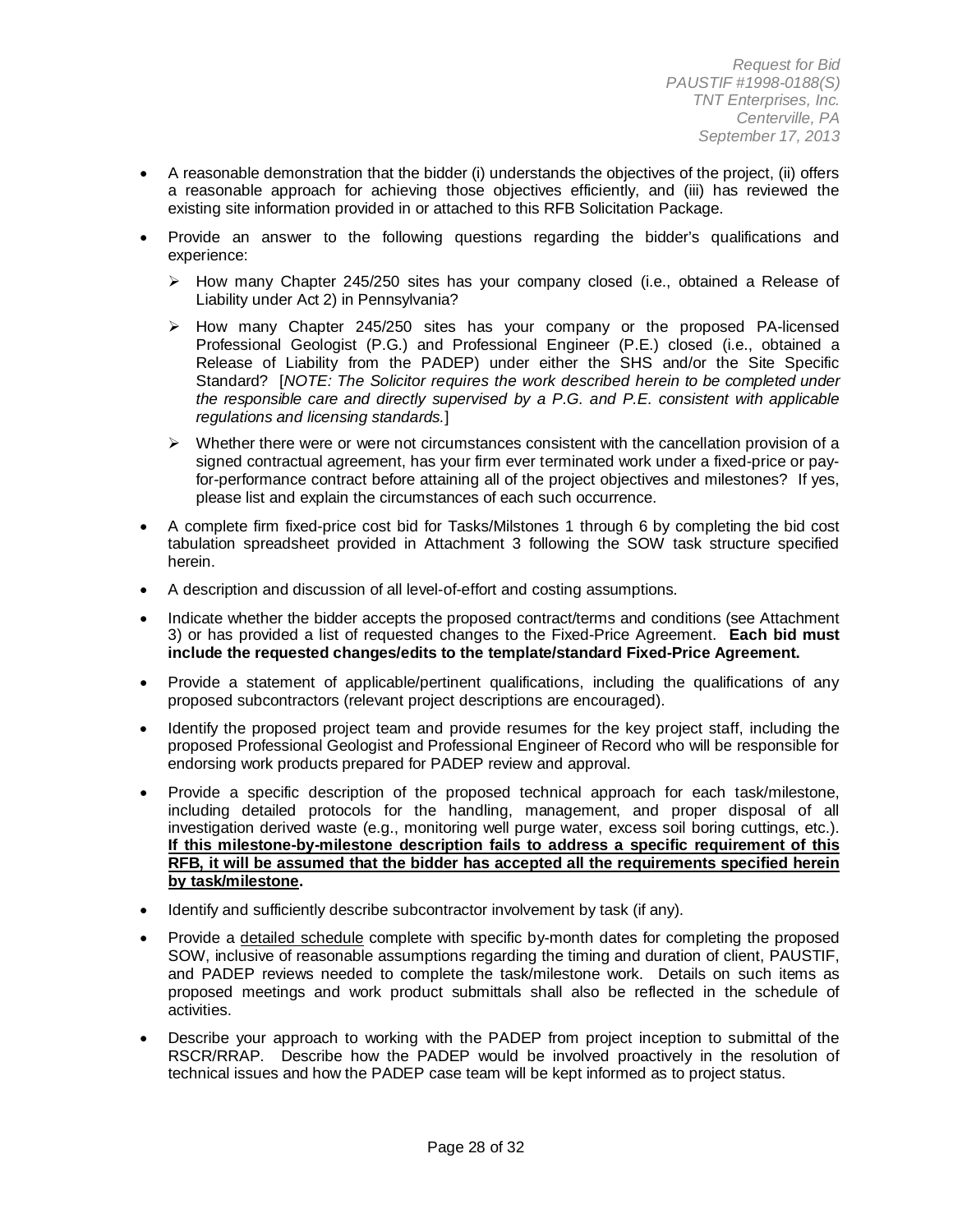- A reasonable demonstration that the bidder (i) understands the objectives of the project, (ii) offers a reasonable approach for achieving those objectives efficiently, and (iii) has reviewed the existing site information provided in or attached to this RFB Solicitation Package.
- Provide an answer to the following questions regarding the bidder's qualifications and experience:
  - How many Chapter 245/250 sites has your company closed (i.e., obtained a Release of Liability under Act 2) in Pennsylvania?
  - How many Chapter 245/250 sites has your company or the proposed PA-licensed Professional Geologist (P.G.) and Professional Engineer (P.E.) closed (i.e., obtained a Release of Liability from the PADEP) under either the SHS and/or the Site Specific Standard? [*NOTE: The Solicitor requires the work described herein to be completed under the responsible care and directly supervised by a P.G. and P.E. consistent with applicable regulations and licensing standards.*]
  - Whether there were or were not circumstances consistent with the cancellation provision of a signed contractual agreement, has your firm ever terminated work under a fixed-price or pay-for-performance contract before attaining all of the project objectives and milestones? If yes, please list and explain the circumstances of each such occurrence.
- A complete firm fixed-price cost bid for Tasks/Milstones 1 through 6 by completing the bid cost tabulation spreadsheet provided in Attachment 3 following the SOW task structure specified herein.
- A description and discussion of all level-of-effort and costing assumptions.
- Indicate whether the bidder accepts the proposed contract/terms and conditions (see Attachment 3) or has provided a list of requested changes to the Fixed-Price Agreement. **Each bid must include the requested changes/edits to the template/standard Fixed-Price Agreement.**
- Provide a statement of applicable/pertinent qualifications, including the qualifications of any proposed subcontractors (relevant project descriptions are encouraged).
- Identify the proposed project team and provide resumes for the key project staff, including the proposed Professional Geologist and Professional Engineer of Record who will be responsible for endorsing work products prepared for PADEP review and approval.
- Provide a specific description of the proposed technical approach for each task/milestone, including detailed protocols for the handling, management, and proper disposal of all investigation derived waste (e.g., monitoring well purge water, excess soil boring cuttings, etc.). **<u>If this milestone-by-milestone description fails to address a specific requirement of this RFB, it will be assumed that the bidder has accepted all the requirements specified herein by task/milestone</u>.**
- Identify and sufficiently describe subcontractor involvement by task (if any).
- Provide a <u>detailed schedule</u> complete with specific by-month dates for completing the proposed SOW, inclusive of reasonable assumptions regarding the timing and duration of client, PAUSTIF, and PADEP reviews needed to complete the task/milestone work. Details on such items as proposed meetings and work product submittals shall also be reflected in the schedule of activities.
- Describe your approach to working with the PADEP from project inception to submittal of the RSCR/RRAP. Describe how the PADEP would be involved proactively in the resolution of technical issues and how the PADEP case team will be kept informed as to project status.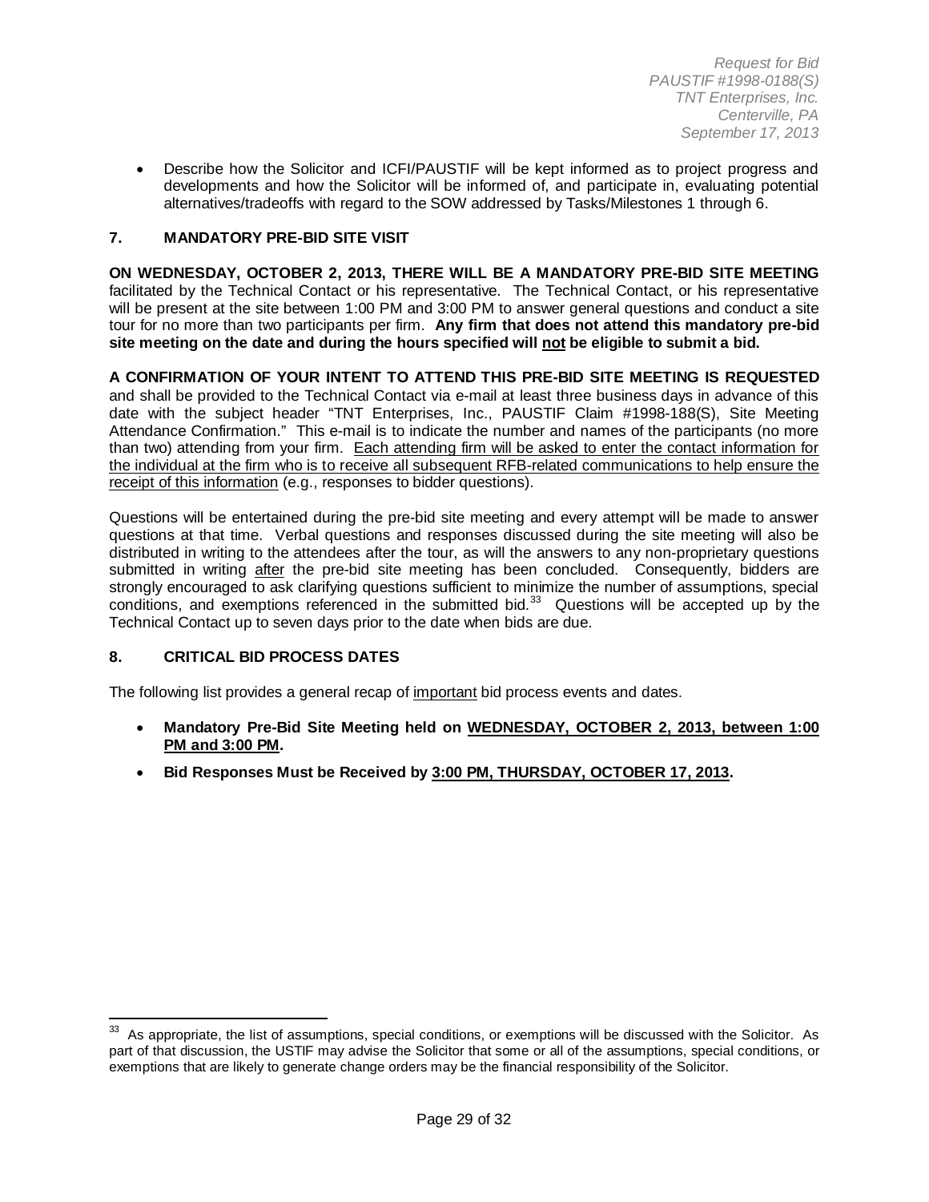- Describe how the Solicitor and ICFI/PAUSTIF will be kept informed as to project progress and developments and how the Solicitor will be informed of, and participate in, evaluating potential alternatives/tradeoffs with regard to the SOW addressed by Tasks/Milestones 1 through 6.

## 7. MANDATORY PRE-BID SITE VISIT

**ON WEDNESDAY, OCTOBER 2, 2013, THERE WILL BE A MANDATORY PRE-BID SITE MEETING** facilitated by the Technical Contact or his representative. The Technical Contact, or his representative will be present at the site between 1:00 PM and 3:00 PM to answer general questions and conduct a site tour for no more than two participants per firm. **Any firm that does not attend this mandatory pre-bid site meeting on the date and during the hours specified will <u>not</u> be eligible to submit a bid.**

**A CONFIRMATION OF YOUR INTENT TO ATTEND THIS PRE-BID SITE MEETING IS REQUESTED** and shall be provided to the Technical Contact via e-mail at least three business days in advance of this date with the subject header "TNT Enterprises, Inc., PAUSTIF Claim #1998-188(S), Site Meeting Attendance Confirmation." This e-mail is to indicate the number and names of the participants (no more than two) attending from your firm. <u>Each attending firm will be asked to enter the contact information for the individual at the firm who is to receive all subsequent RFB-related communications to help ensure the receipt of this information</u> (e.g., responses to bidder questions).

Questions will be entertained during the pre-bid site meeting and every attempt will be made to answer questions at that time. Verbal questions and responses discussed during the site meeting will also be distributed in writing to the attendees after the tour, as will the answers to any non-proprietary questions submitted in writing <u>after</u> the pre-bid site meeting has been concluded. Consequently, bidders are strongly encouraged to ask clarifying questions sufficient to minimize the number of assumptions, special conditions, and exemptions referenced in the submitted bid.[33] Questions will be accepted up by the Technical Contact up to seven days prior to the date when bids are due.

## 8. CRITICAL BID PROCESS DATES

The following list provides a general recap of <u>important</u> bid process events and dates.

- **Mandatory Pre-Bid Site Meeting held on <u>WEDNESDAY, OCTOBER 2, 2013, between 1:00 PM and 3:00 PM</u>.**
- **Bid Responses Must be Received by <u>3:00 PM, THURSDAY, OCTOBER 17, 2013</u>.**

---

[33] As appropriate, the list of assumptions, special conditions, or exemptions will be discussed with the Solicitor. As part of that discussion, the USTIF may advise the Solicitor that some or all of the assumptions, special conditions, or exemptions that are likely to generate change orders may be the financial responsibility of the Solicitor.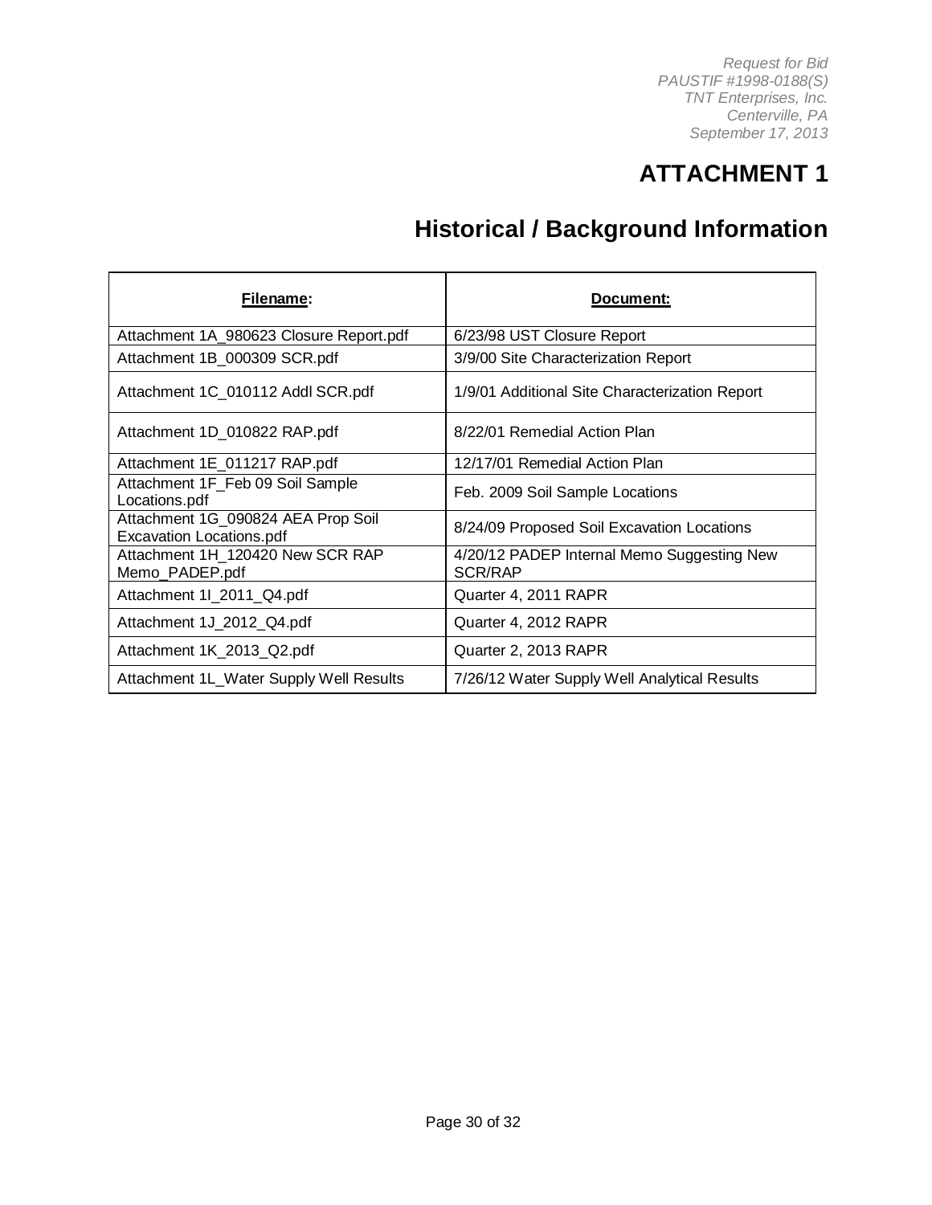# ATTACHMENT 1

# Historical / Background Information

| **Filename:** | **Document:** |
| --- | --- |
| Attachment 1A_980623 Closure Report.pdf | 6/23/98 UST Closure Report |
| Attachment 1B_000309 SCR.pdf | 3/9/00 Site Characterization Report |
| Attachment 1C_010112 Addl SCR.pdf | 1/9/01 Additional Site Characterization Report |
| Attachment 1D_010822 RAP.pdf | 8/22/01 Remedial Action Plan |
| Attachment 1E_011217 RAP.pdf | 12/17/01 Remedial Action Plan |
| Attachment 1F_Feb 09 Soil Sample Locations.pdf | Feb. 2009 Soil Sample Locations |
| Attachment 1G_090824 AEA Prop Soil Excavation Locations.pdf | 8/24/09 Proposed Soil Excavation Locations |
| Attachment 1H_120420 New SCR RAP Memo_PADEP.pdf | 4/20/12 PADEP Internal Memo Suggesting New SCR/RAP |
| Attachment 1I_2011_Q4.pdf | Quarter 4, 2011 RAPR |
| Attachment 1J_2012_Q4.pdf | Quarter 4, 2012 RAPR |
| Attachment 1K_2013_Q2.pdf | Quarter 2, 2013 RAPR |
| Attachment 1L_Water Supply Well Results | 7/26/12 Water Supply Well Analytical Results |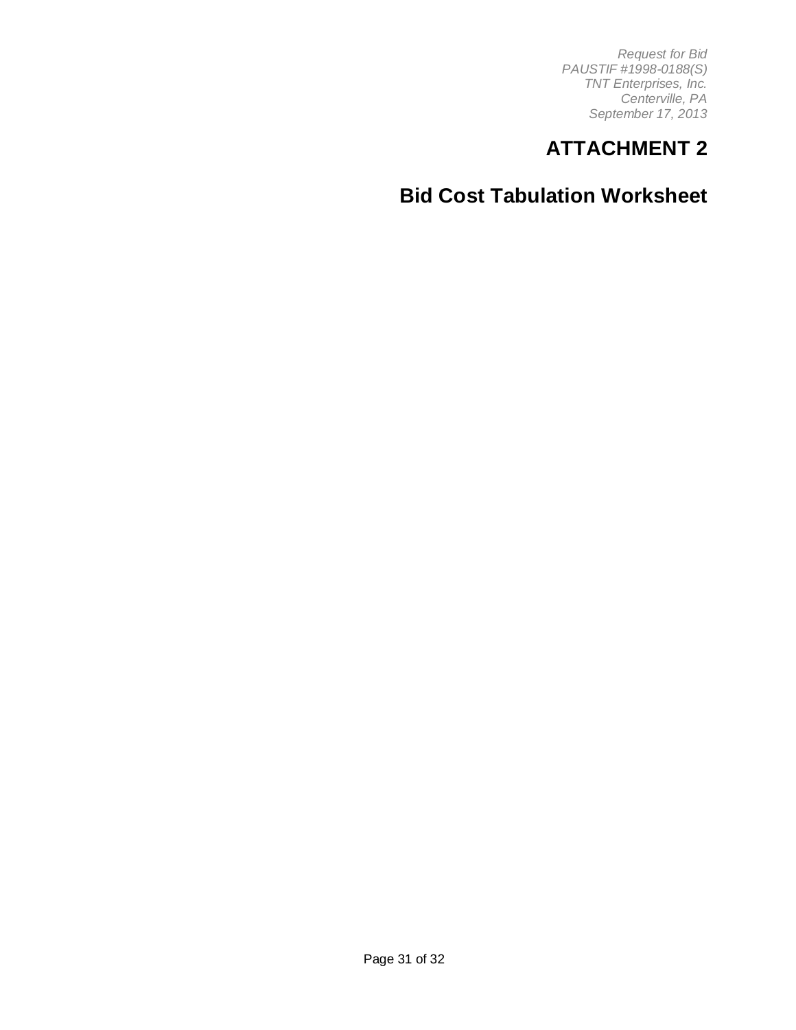# ATTACHMENT 2

## Bid Cost Tabulation Worksheet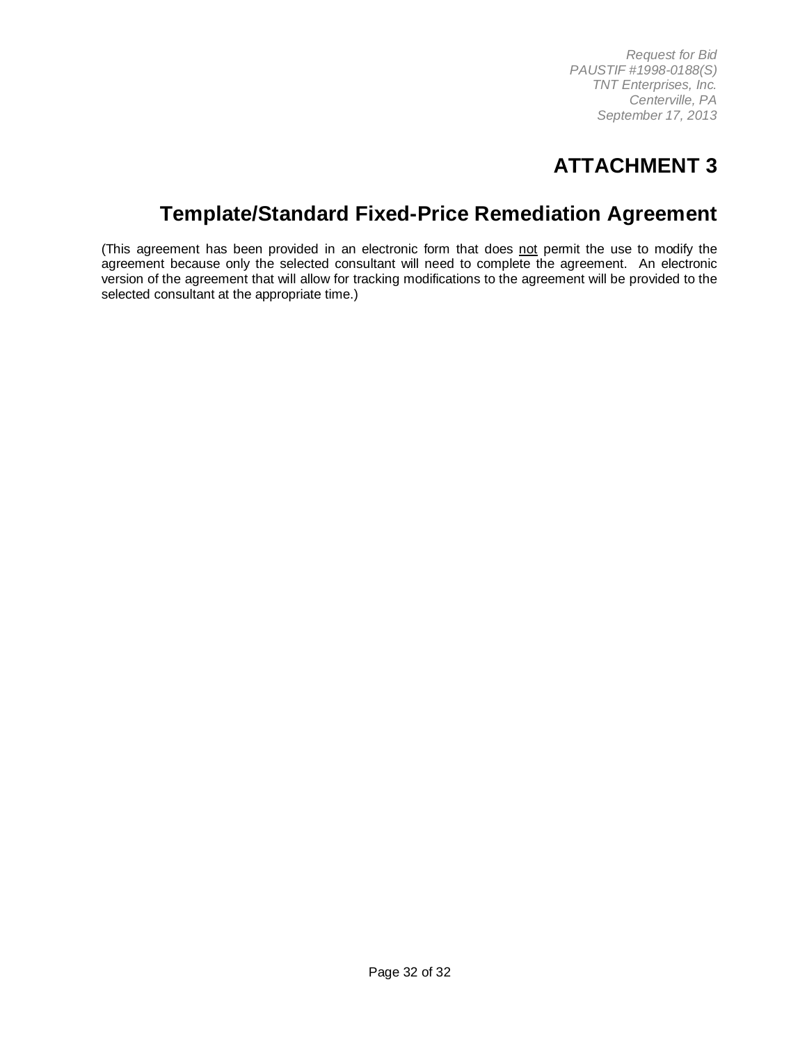# ATTACHMENT 3

## Template/Standard Fixed-Price Remediation Agreement

(This agreement has been provided in an electronic form that does not permit the use to modify the agreement because only the selected consultant will need to complete the agreement. An electronic version of the agreement that will allow for tracking modifications to the agreement will be provided to the selected consultant at the appropriate time.)